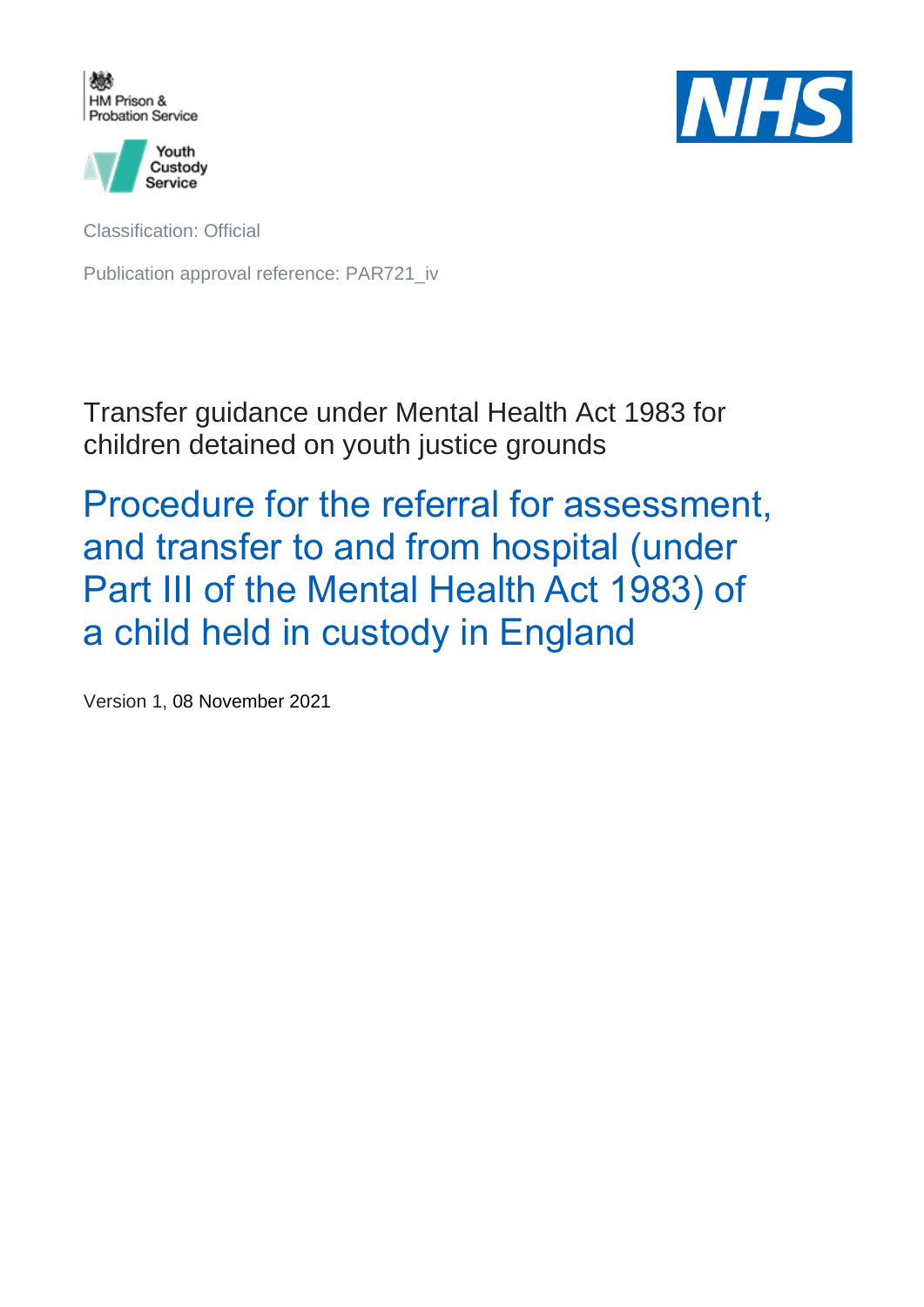HM Prison & Probation Service

Youth Custody Service

NHS

Classification: Official

Publication approval reference: PAR721_iv

Transfer guidance under Mental Health Act 1983 for children detained on youth justice grounds

# Procedure for the referral for assessment, and transfer to and from hospital (under Part III of the Mental Health Act 1983) of a child held in custody in England

Version 1, 08 November 2021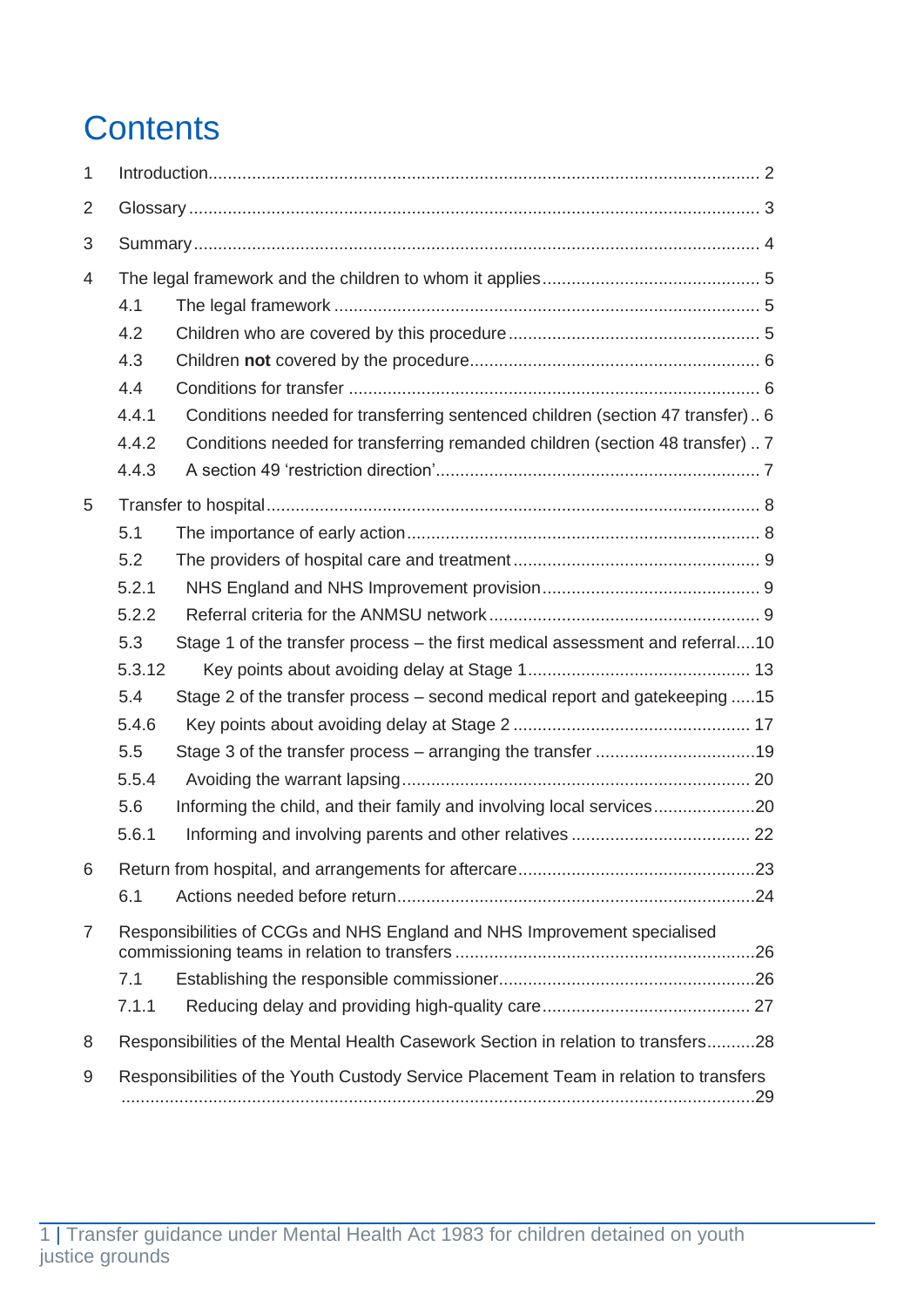# Contents

1 Introduction.......................................................................................................... 2

2 Glossary ................................................................................................................ 3

3 Summary ............................................................................................................... 4

4 The legal framework and the children to whom it applies ........................................... 5

- 4.1 The legal framework ....................................................................................... 5
- 4.2 Children who are covered by this procedure ...................................................... 5
- 4.3 Children **not** covered by the procedure .......................................................... 6
- 4.4 Conditions for transfer .................................................................................... 6
- 4.4.1 Conditions needed for transferring sentenced children (section 47 transfer) .. 6
- 4.4.2 Conditions needed for transferring remanded children (section 48 transfer) .. 7
- 4.4.3 A section 49 ‘restriction direction’ .................................................................. 7

5 Transfer to hospital .................................................................................................. 8

- 5.1 The importance of early action ......................................................................... 8
- 5.2 The providers of hospital care and treatment .................................................... 9
- 5.2.1 NHS England and NHS Improvement provision ............................................. 9
- 5.2.2 Referral criteria for the ANMSU network ........................................................ 9
- 5.3 Stage 1 of the transfer process – the first medical assessment and referral....10
- 5.3.12 Key points about avoiding delay at Stage 1 .............................................. 13
- 5.4 Stage 2 of the transfer process – second medical report and gatekeeping .....15
- 5.4.6 Key points about avoiding delay at Stage 2 ................................................ 17
- 5.5 Stage 3 of the transfer process – arranging the transfer .................................19
- 5.5.4 Avoiding the warrant lapsing ....................................................................... 20
- 5.6 Informing the child, and their family and involving local services.....................20
- 5.6.1 Informing and involving parents and other relatives .................................... 22

6 Return from hospital, and arrangements for aftercare.................................................23

- 6.1 Actions needed before return.........................................................................24

7 Responsibilities of CCGs and NHS England and NHS Improvement specialised commissioning teams in relation to transfers .............................................................26

- 7.1 Establishing the responsible commissioner.....................................................26
- 7.1.1 Reducing delay and providing high-quality care.......................................... 27

8 Responsibilities of the Mental Health Casework Section in relation to transfers..........28

9 Responsibilities of the Youth Custody Service Placement Team in relation to transfers ..................................................................................................................29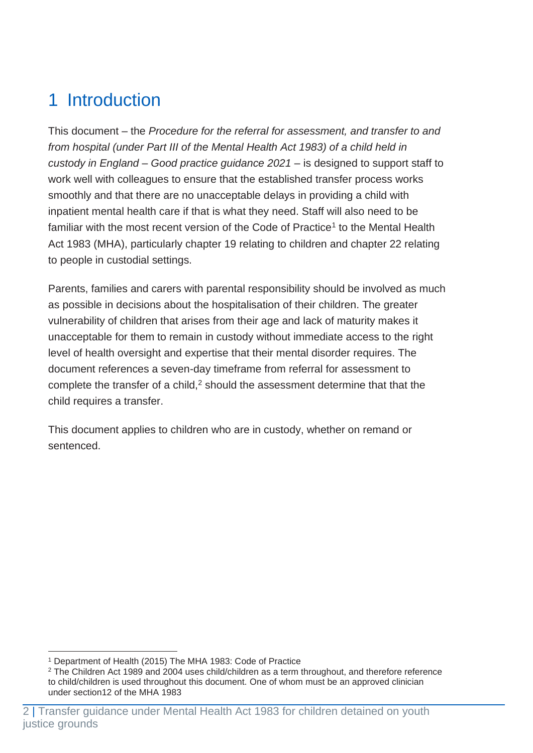# 1 Introduction

This document – the *Procedure for the referral for assessment, and transfer to and from hospital (under Part III of the Mental Health Act 1983) of a child held in custody in England – Good practice guidance 2021* – is designed to support staff to work well with colleagues to ensure that the established transfer process works smoothly and that there are no unacceptable delays in providing a child with inpatient mental health care if that is what they need. Staff will also need to be familiar with the most recent version of the Code of Practice[1] to the Mental Health Act 1983 (MHA), particularly chapter 19 relating to children and chapter 22 relating to people in custodial settings.

Parents, families and carers with parental responsibility should be involved as much as possible in decisions about the hospitalisation of their children. The greater vulnerability of children that arises from their age and lack of maturity makes it unacceptable for them to remain in custody without immediate access to the right level of health oversight and expertise that their mental disorder requires. The document references a seven-day timeframe from referral for assessment to complete the transfer of a child,[2] should the assessment determine that that the child requires a transfer.

This document applies to children who are in custody, whether on remand or sentenced.

---

[1] Department of Health (2015) The MHA 1983: Code of Practice

[2] The Children Act 1989 and 2004 uses child/children as a term throughout, and therefore reference to child/children is used throughout this document. One of whom must be an approved clinician under section12 of the MHA 1983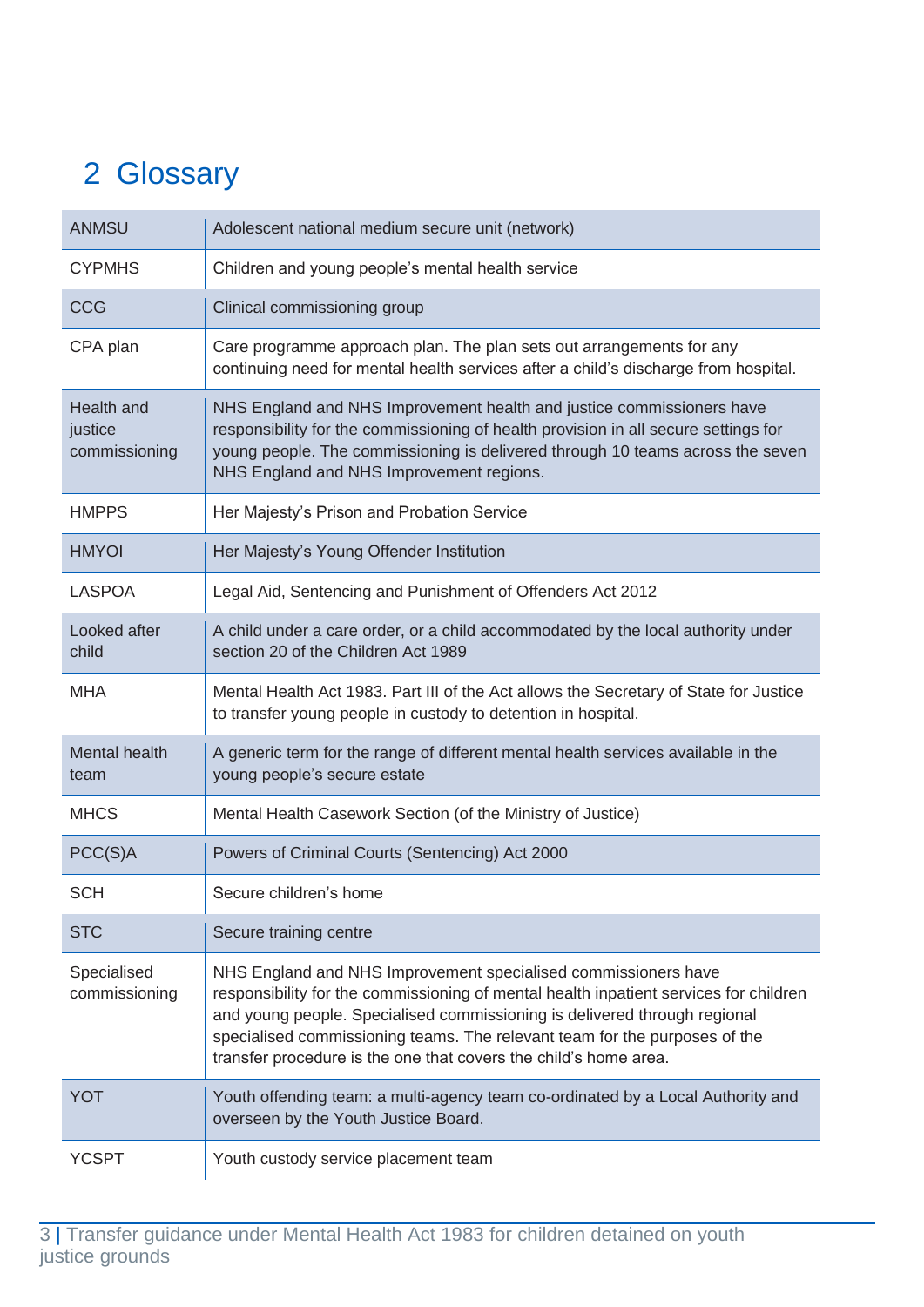# 2 Glossary

| | |
|---|---|
| ANMSU | Adolescent national medium secure unit (network) |
| CYPMHS | Children and young people's mental health service |
| CCG | Clinical commissioning group |
| CPA plan | Care programme approach plan. The plan sets out arrangements for any continuing need for mental health services after a child's discharge from hospital. |
| Health and justice commissioning | NHS England and NHS Improvement health and justice commissioners have responsibility for the commissioning of health provision in all secure settings for young people. The commissioning is delivered through 10 teams across the seven NHS England and NHS Improvement regions. |
| HMPPS | Her Majesty's Prison and Probation Service |
| HMYOI | Her Majesty's Young Offender Institution |
| LASPOA | Legal Aid, Sentencing and Punishment of Offenders Act 2012 |
| Looked after child | A child under a care order, or a child accommodated by the local authority under section 20 of the Children Act 1989 |
| MHA | Mental Health Act 1983. Part III of the Act allows the Secretary of State for Justice to transfer young people in custody to detention in hospital. |
| Mental health team | A generic term for the range of different mental health services available in the young people's secure estate |
| MHCS | Mental Health Casework Section (of the Ministry of Justice) |
| PCC(S)A | Powers of Criminal Courts (Sentencing) Act 2000 |
| SCH | Secure children's home |
| STC | Secure training centre |
| Specialised commissioning | NHS England and NHS Improvement specialised commissioners have responsibility for the commissioning of mental health inpatient services for children and young people. Specialised commissioning is delivered through regional specialised commissioning teams. The relevant team for the purposes of the transfer procedure is the one that covers the child's home area. |
| YOT | Youth offending team: a multi-agency team co-ordinated by a Local Authority and overseen by the Youth Justice Board. |
| YCSPT | Youth custody service placement team |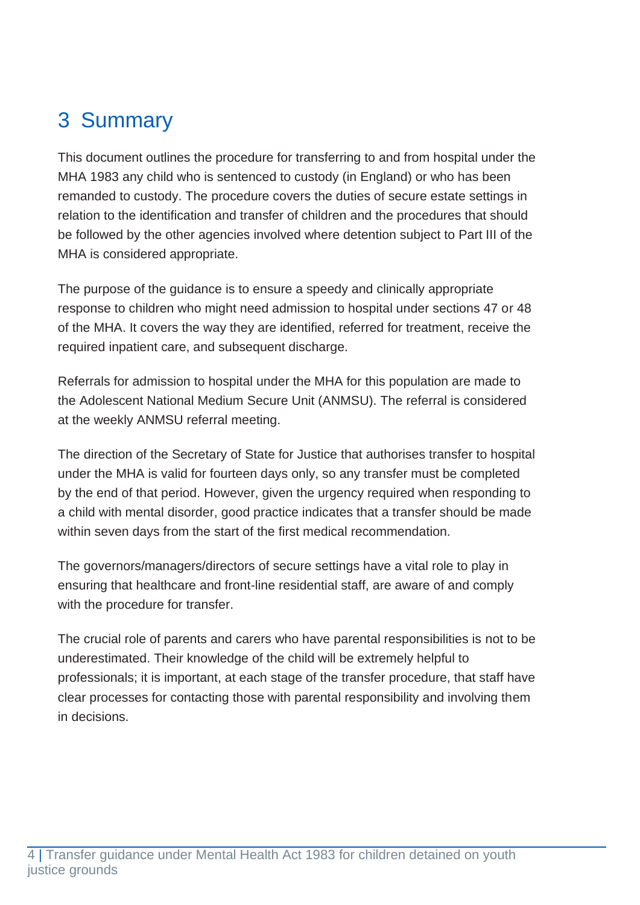# 3 Summary

This document outlines the procedure for transferring to and from hospital under the MHA 1983 any child who is sentenced to custody (in England) or who has been remanded to custody. The procedure covers the duties of secure estate settings in relation to the identification and transfer of children and the procedures that should be followed by the other agencies involved where detention subject to Part III of the MHA is considered appropriate.

The purpose of the guidance is to ensure a speedy and clinically appropriate response to children who might need admission to hospital under sections 47 or 48 of the MHA. It covers the way they are identified, referred for treatment, receive the required inpatient care, and subsequent discharge.

Referrals for admission to hospital under the MHA for this population are made to the Adolescent National Medium Secure Unit (ANMSU). The referral is considered at the weekly ANMSU referral meeting.

The direction of the Secretary of State for Justice that authorises transfer to hospital under the MHA is valid for fourteen days only, so any transfer must be completed by the end of that period. However, given the urgency required when responding to a child with mental disorder, good practice indicates that a transfer should be made within seven days from the start of the first medical recommendation.

The governors/managers/directors of secure settings have a vital role to play in ensuring that healthcare and front-line residential staff, are aware of and comply with the procedure for transfer.

The crucial role of parents and carers who have parental responsibilities is not to be underestimated. Their knowledge of the child will be extremely helpful to professionals; it is important, at each stage of the transfer procedure, that staff have clear processes for contacting those with parental responsibility and involving them in decisions.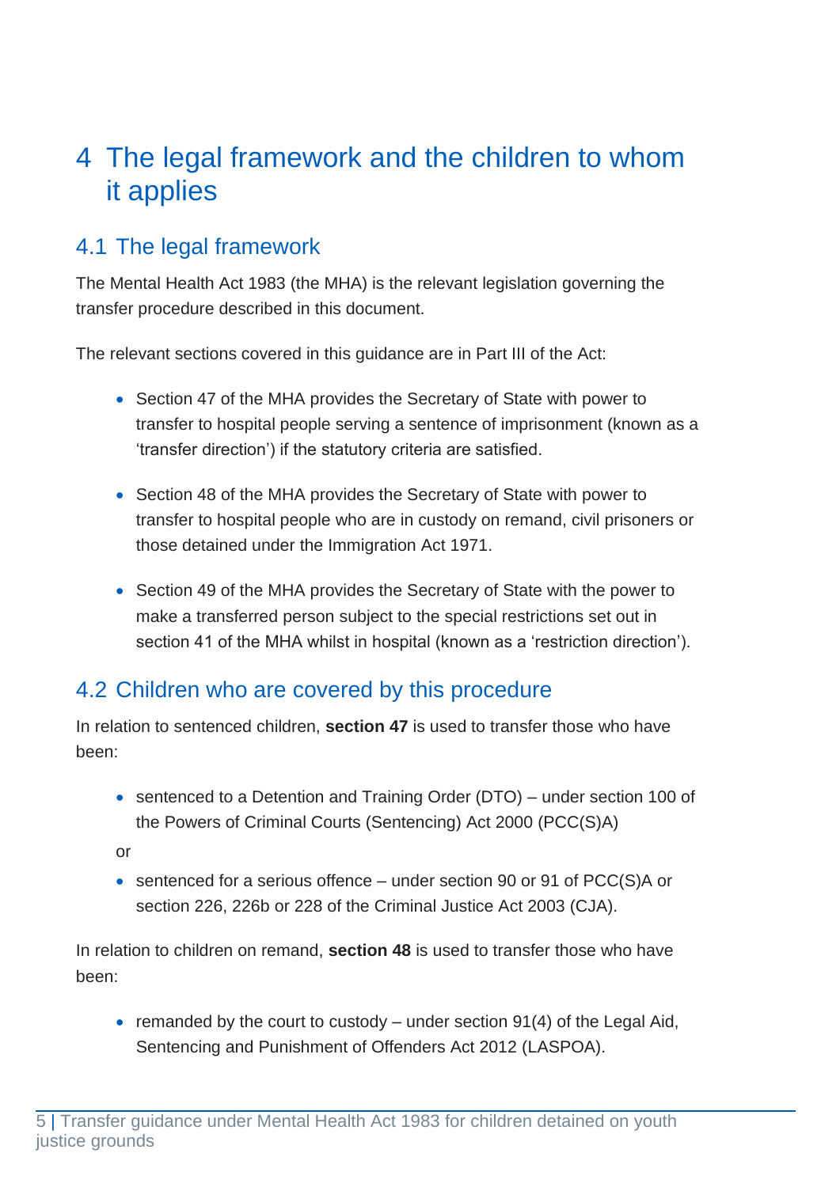# 4 The legal framework and the children to whom it applies

## 4.1 The legal framework

The Mental Health Act 1983 (the MHA) is the relevant legislation governing the transfer procedure described in this document.

The relevant sections covered in this guidance are in Part III of the Act:

- Section 47 of the MHA provides the Secretary of State with power to transfer to hospital people serving a sentence of imprisonment (known as a 'transfer direction') if the statutory criteria are satisfied.
- Section 48 of the MHA provides the Secretary of State with power to transfer to hospital people who are in custody on remand, civil prisoners or those detained under the Immigration Act 1971.
- Section 49 of the MHA provides the Secretary of State with the power to make a transferred person subject to the special restrictions set out in section 41 of the MHA whilst in hospital (known as a 'restriction direction').

## 4.2 Children who are covered by this procedure

In relation to sentenced children, **section 47** is used to transfer those who have been:

- sentenced to a Detention and Training Order (DTO) – under section 100 of the Powers of Criminal Courts (Sentencing) Act 2000 (PCC(S)A)

or

- sentenced for a serious offence – under section 90 or 91 of PCC(S)A or section 226, 226b or 228 of the Criminal Justice Act 2003 (CJA).

In relation to children on remand, **section 48** is used to transfer those who have been:

- remanded by the court to custody – under section 91(4) of the Legal Aid, Sentencing and Punishment of Offenders Act 2012 (LASPOA).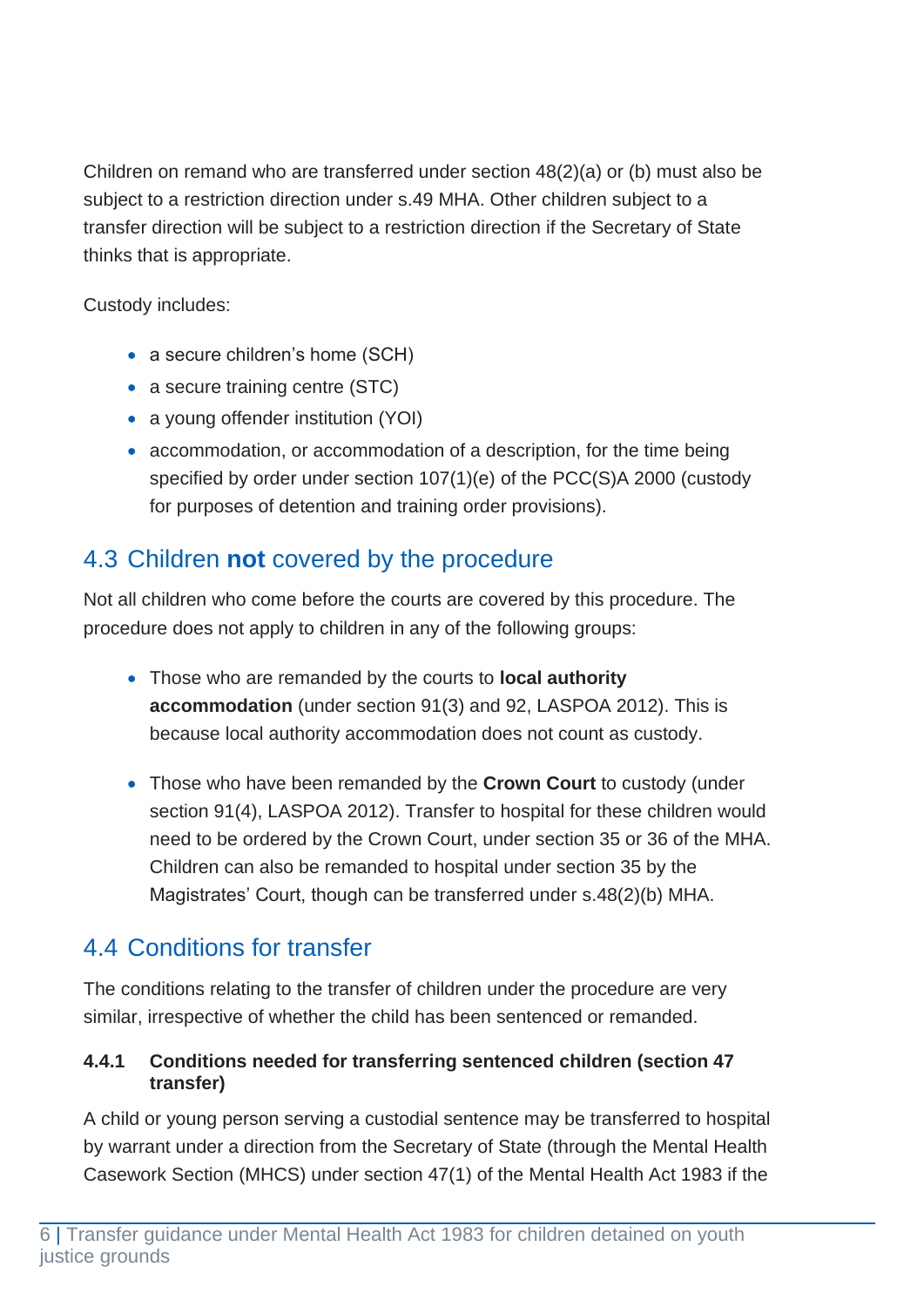Children on remand who are transferred under section 48(2)(a) or (b) must also be subject to a restriction direction under s.49 MHA. Other children subject to a transfer direction will be subject to a restriction direction if the Secretary of State thinks that is appropriate.

Custody includes:

- a secure children's home (SCH)
- a secure training centre (STC)
- a young offender institution (YOI)
- accommodation, or accommodation of a description, for the time being specified by order under section 107(1)(e) of the PCC(S)A 2000 (custody for purposes of detention and training order provisions).

## 4.3 Children **not** covered by the procedure

Not all children who come before the courts are covered by this procedure. The procedure does not apply to children in any of the following groups:

- Those who are remanded by the courts to **local authority accommodation** (under section 91(3) and 92, LASPOA 2012). This is because local authority accommodation does not count as custody.

- Those who have been remanded by the **Crown Court** to custody (under section 91(4), LASPOA 2012). Transfer to hospital for these children would need to be ordered by the Crown Court, under section 35 or 36 of the MHA. Children can also be remanded to hospital under section 35 by the Magistrates' Court, though can be transferred under s.48(2)(b) MHA.

## 4.4 Conditions for transfer

The conditions relating to the transfer of children under the procedure are very similar, irrespective of whether the child has been sentenced or remanded.

#### 4.4.1 Conditions needed for transferring sentenced children (section 47 transfer)

A child or young person serving a custodial sentence may be transferred to hospital by warrant under a direction from the Secretary of State (through the Mental Health Casework Section (MHCS) under section 47(1) of the Mental Health Act 1983 if the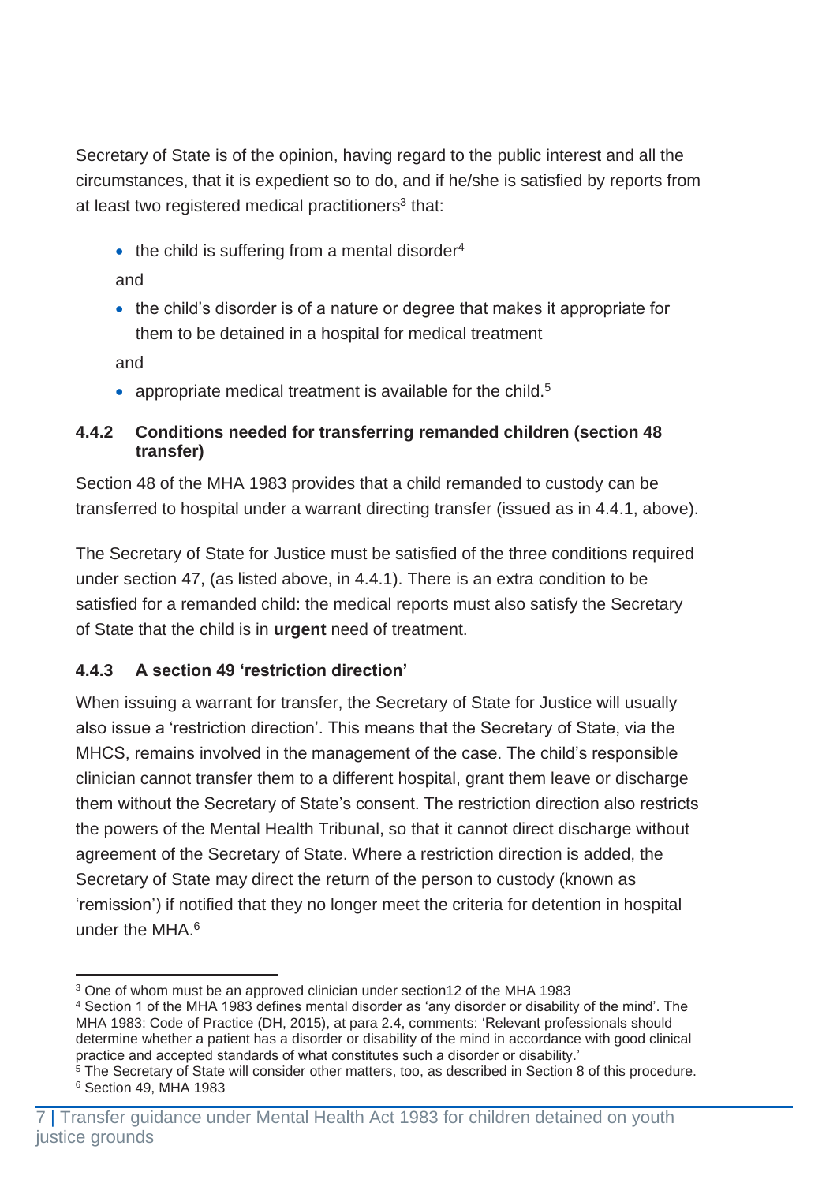Secretary of State is of the opinion, having regard to the public interest and all the circumstances, that it is expedient so to do, and if he/she is satisfied by reports from at least two registered medical practitioners[3] that:

- the child is suffering from a mental disorder[4]

  and

- the child's disorder is of a nature or degree that makes it appropriate for them to be detained in a hospital for medical treatment

  and

- appropriate medical treatment is available for the child.[5]

#### 4.4.2 Conditions needed for transferring remanded children (section 48 transfer)

Section 48 of the MHA 1983 provides that a child remanded to custody can be transferred to hospital under a warrant directing transfer (issued as in 4.4.1, above).

The Secretary of State for Justice must be satisfied of the three conditions required under section 47, (as listed above, in 4.4.1). There is an extra condition to be satisfied for a remanded child: the medical reports must also satisfy the Secretary of State that the child is in **urgent** need of treatment.

#### 4.4.3 A section 49 'restriction direction'

When issuing a warrant for transfer, the Secretary of State for Justice will usually also issue a 'restriction direction'. This means that the Secretary of State, via the MHCS, remains involved in the management of the case. The child's responsible clinician cannot transfer them to a different hospital, grant them leave or discharge them without the Secretary of State's consent. The restriction direction also restricts the powers of the Mental Health Tribunal, so that it cannot direct discharge without agreement of the Secretary of State. Where a restriction direction is added, the Secretary of State may direct the return of the person to custody (known as 'remission') if notified that they no longer meet the criteria for detention in hospital under the MHA.[6]

---

[3] One of whom must be an approved clinician under section12 of the MHA 1983

[4] Section 1 of the MHA 1983 defines mental disorder as 'any disorder or disability of the mind'. The MHA 1983: Code of Practice (DH, 2015), at para 2.4, comments: 'Relevant professionals should determine whether a patient has a disorder or disability of the mind in accordance with good clinical practice and accepted standards of what constitutes such a disorder or disability.'

[5] The Secretary of State will consider other matters, too, as described in Section 8 of this procedure.

[6] Section 49, MHA 1983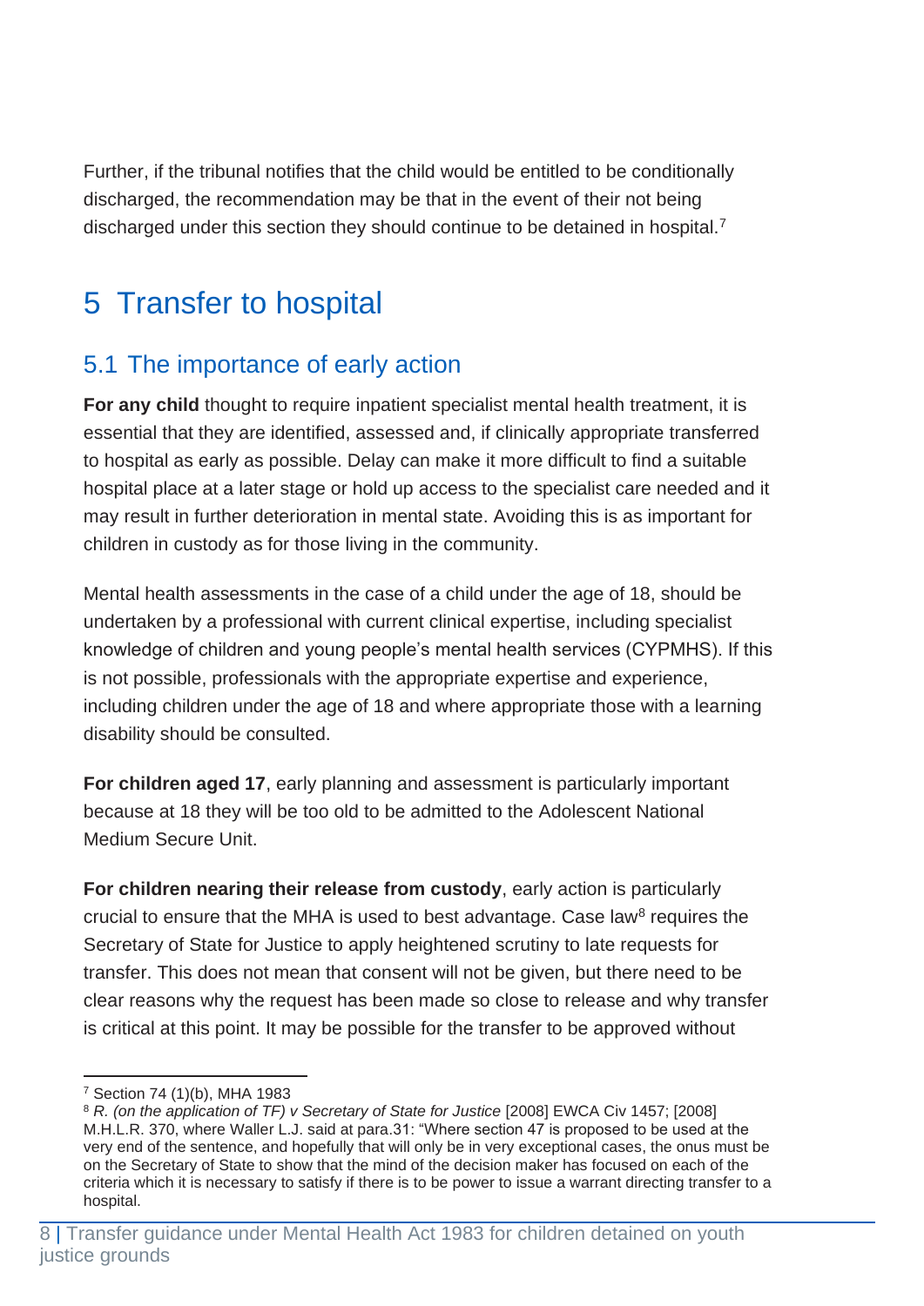Further, if the tribunal notifies that the child would be entitled to be conditionally discharged, the recommendation may be that in the event of their not being discharged under this section they should continue to be detained in hospital.[7]

# 5 Transfer to hospital

## 5.1 The importance of early action

**For any child** thought to require inpatient specialist mental health treatment, it is essential that they are identified, assessed and, if clinically appropriate transferred to hospital as early as possible. Delay can make it more difficult to find a suitable hospital place at a later stage or hold up access to the specialist care needed and it may result in further deterioration in mental state. Avoiding this is as important for children in custody as for those living in the community.

Mental health assessments in the case of a child under the age of 18, should be undertaken by a professional with current clinical expertise, including specialist knowledge of children and young people's mental health services (CYPMHS). If this is not possible, professionals with the appropriate expertise and experience, including children under the age of 18 and where appropriate those with a learning disability should be consulted.

**For children aged 17**, early planning and assessment is particularly important because at 18 they will be too old to be admitted to the Adolescent National Medium Secure Unit.

**For children nearing their release from custody**, early action is particularly crucial to ensure that the MHA is used to best advantage. Case law[8] requires the Secretary of State for Justice to apply heightened scrutiny to late requests for transfer. This does not mean that consent will not be given, but there need to be clear reasons why the request has been made so close to release and why transfer is critical at this point. It may be possible for the transfer to be approved without

---

[7] Section 74 (1)(b), MHA 1983

[8] *R. (on the application of TF) v Secretary of State for Justice* [2008] EWCA Civ 1457; [2008] M.H.L.R. 370, where Waller L.J. said at para.31: "Where section 47 is proposed to be used at the very end of the sentence, and hopefully that will only be in very exceptional cases, the onus must be on the Secretary of State to show that the mind of the decision maker has focused on each of the criteria which it is necessary to satisfy if there is to be power to issue a warrant directing transfer to a hospital.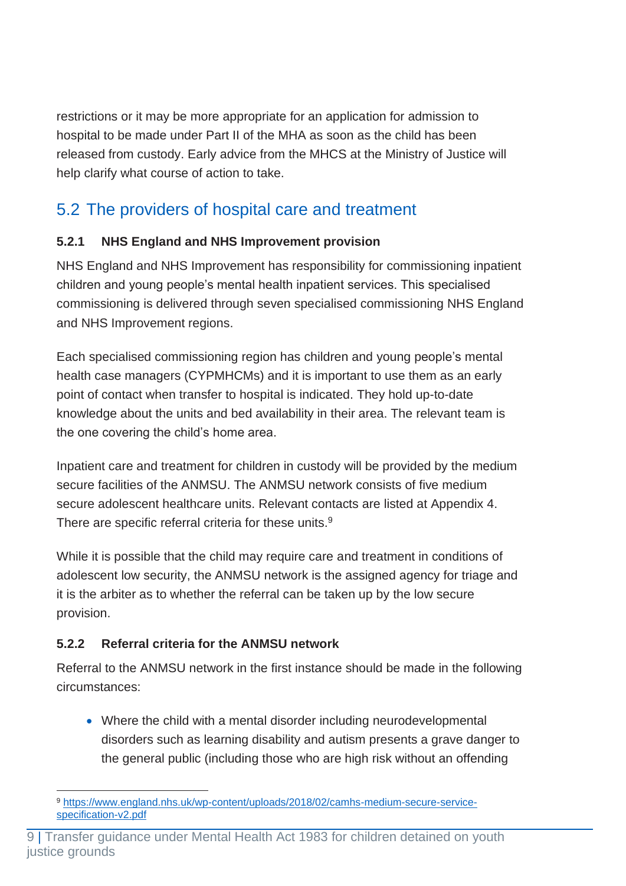restrictions or it may be more appropriate for an application for admission to hospital to be made under Part II of the MHA as soon as the child has been released from custody. Early advice from the MHCS at the Ministry of Justice will help clarify what course of action to take.

## 5.2 The providers of hospital care and treatment

### 5.2.1 NHS England and NHS Improvement provision

NHS England and NHS Improvement has responsibility for commissioning inpatient children and young people's mental health inpatient services. This specialised commissioning is delivered through seven specialised commissioning NHS England and NHS Improvement regions.

Each specialised commissioning region has children and young people's mental health case managers (CYPMHCMs) and it is important to use them as an early point of contact when transfer to hospital is indicated. They hold up-to-date knowledge about the units and bed availability in their area. The relevant team is the one covering the child's home area.

Inpatient care and treatment for children in custody will be provided by the medium secure facilities of the ANMSU. The ANMSU network consists of five medium secure adolescent healthcare units. Relevant contacts are listed at Appendix 4. There are specific referral criteria for these units.[9]

While it is possible that the child may require care and treatment in conditions of adolescent low security, the ANMSU network is the assigned agency for triage and it is the arbiter as to whether the referral can be taken up by the low secure provision.

### 5.2.2 Referral criteria for the ANMSU network

Referral to the ANMSU network in the first instance should be made in the following circumstances:

- Where the child with a mental disorder including neurodevelopmental disorders such as learning disability and autism presents a grave danger to the general public (including those who are high risk without an offending

[9] https://www.england.nhs.uk/wp-content/uploads/2018/02/camhs-medium-secure-service-specification-v2.pdf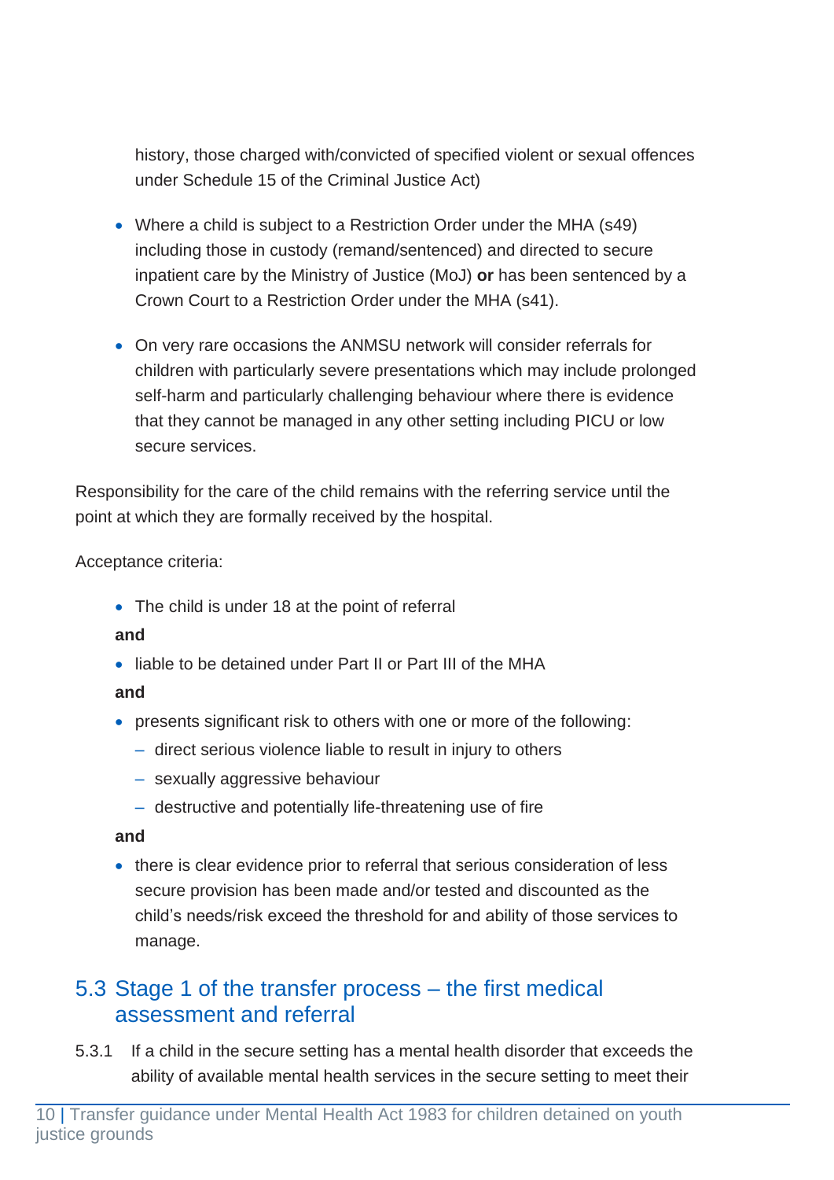history, those charged with/convicted of specified violent or sexual offences under Schedule 15 of the Criminal Justice Act)

- Where a child is subject to a Restriction Order under the MHA (s49) including those in custody (remand/sentenced) and directed to secure inpatient care by the Ministry of Justice (MoJ) **or** has been sentenced by a Crown Court to a Restriction Order under the MHA (s41).

- On very rare occasions the ANMSU network will consider referrals for children with particularly severe presentations which may include prolonged self-harm and particularly challenging behaviour where there is evidence that they cannot be managed in any other setting including PICU or low secure services.

Responsibility for the care of the child remains with the referring service until the point at which they are formally received by the hospital.

Acceptance criteria:

- The child is under 18 at the point of referral

**and**

- liable to be detained under Part II or Part III of the MHA

**and**

- presents significant risk to others with one or more of the following:
  - direct serious violence liable to result in injury to others
  - sexually aggressive behaviour
  - destructive and potentially life-threatening use of fire

**and**

- there is clear evidence prior to referral that serious consideration of less secure provision has been made and/or tested and discounted as the child's needs/risk exceed the threshold for and ability of those services to manage.

## 5.3 Stage 1 of the transfer process – the first medical assessment and referral

5.3.1 If a child in the secure setting has a mental health disorder that exceeds the ability of available mental health services in the secure setting to meet their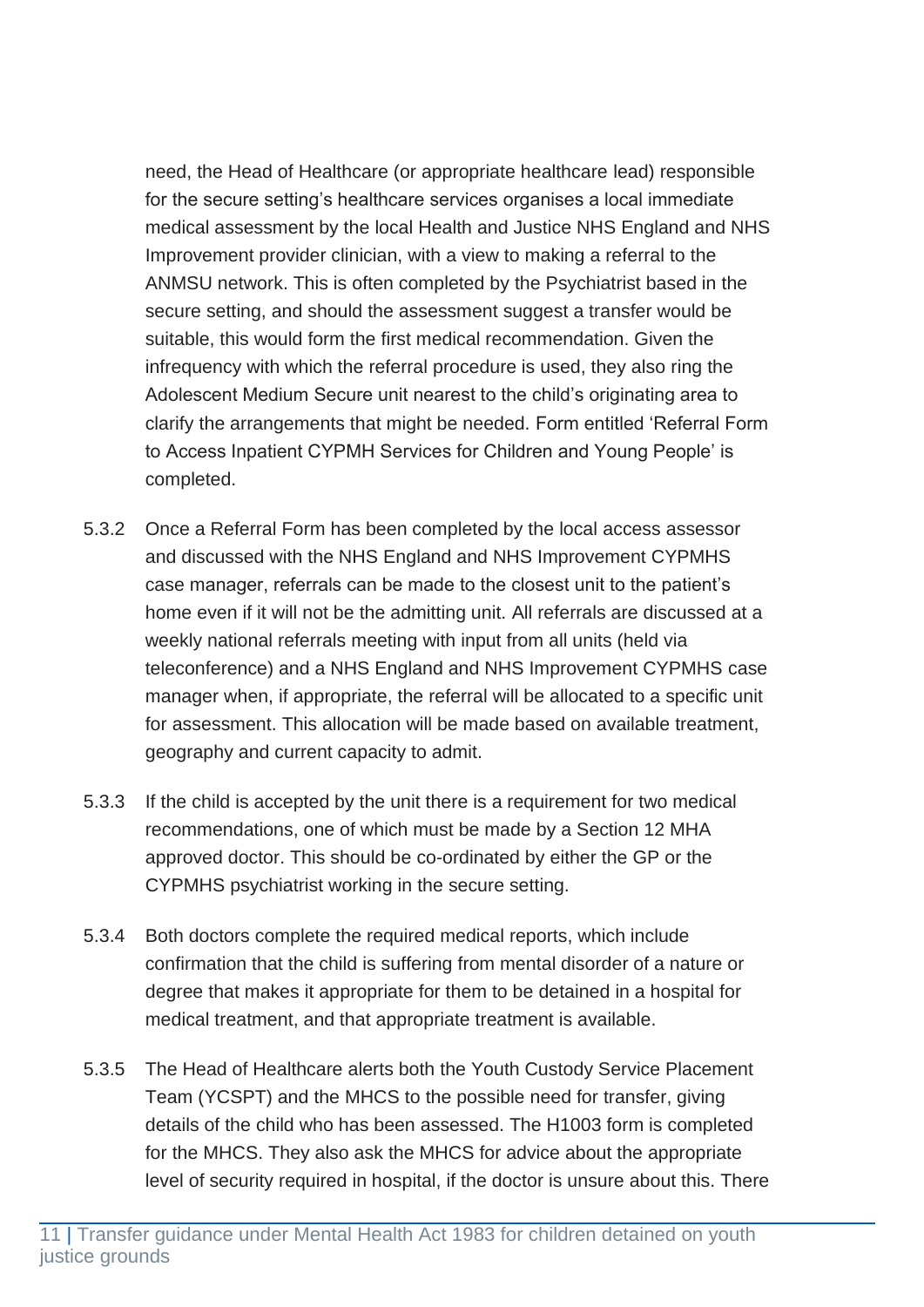need, the Head of Healthcare (or appropriate healthcare lead) responsible for the secure setting's healthcare services organises a local immediate medical assessment by the local Health and Justice NHS England and NHS Improvement provider clinician, with a view to making a referral to the ANMSU network. This is often completed by the Psychiatrist based in the secure setting, and should the assessment suggest a transfer would be suitable, this would form the first medical recommendation. Given the infrequency with which the referral procedure is used, they also ring the Adolescent Medium Secure unit nearest to the child's originating area to clarify the arrangements that might be needed. Form entitled 'Referral Form to Access Inpatient CYPMH Services for Children and Young People' is completed.

5.3.2 Once a Referral Form has been completed by the local access assessor and discussed with the NHS England and NHS Improvement CYPMHS case manager, referrals can be made to the closest unit to the patient's home even if it will not be the admitting unit. All referrals are discussed at a weekly national referrals meeting with input from all units (held via teleconference) and a NHS England and NHS Improvement CYPMHS case manager when, if appropriate, the referral will be allocated to a specific unit for assessment. This allocation will be made based on available treatment, geography and current capacity to admit.

5.3.3 If the child is accepted by the unit there is a requirement for two medical recommendations, one of which must be made by a Section 12 MHA approved doctor. This should be co-ordinated by either the GP or the CYPMHS psychiatrist working in the secure setting.

5.3.4 Both doctors complete the required medical reports, which include confirmation that the child is suffering from mental disorder of a nature or degree that makes it appropriate for them to be detained in a hospital for medical treatment, and that appropriate treatment is available.

5.3.5 The Head of Healthcare alerts both the Youth Custody Service Placement Team (YCSPT) and the MHCS to the possible need for transfer, giving details of the child who has been assessed. The H1003 form is completed for the MHCS. They also ask the MHCS for advice about the appropriate level of security required in hospital, if the doctor is unsure about this. There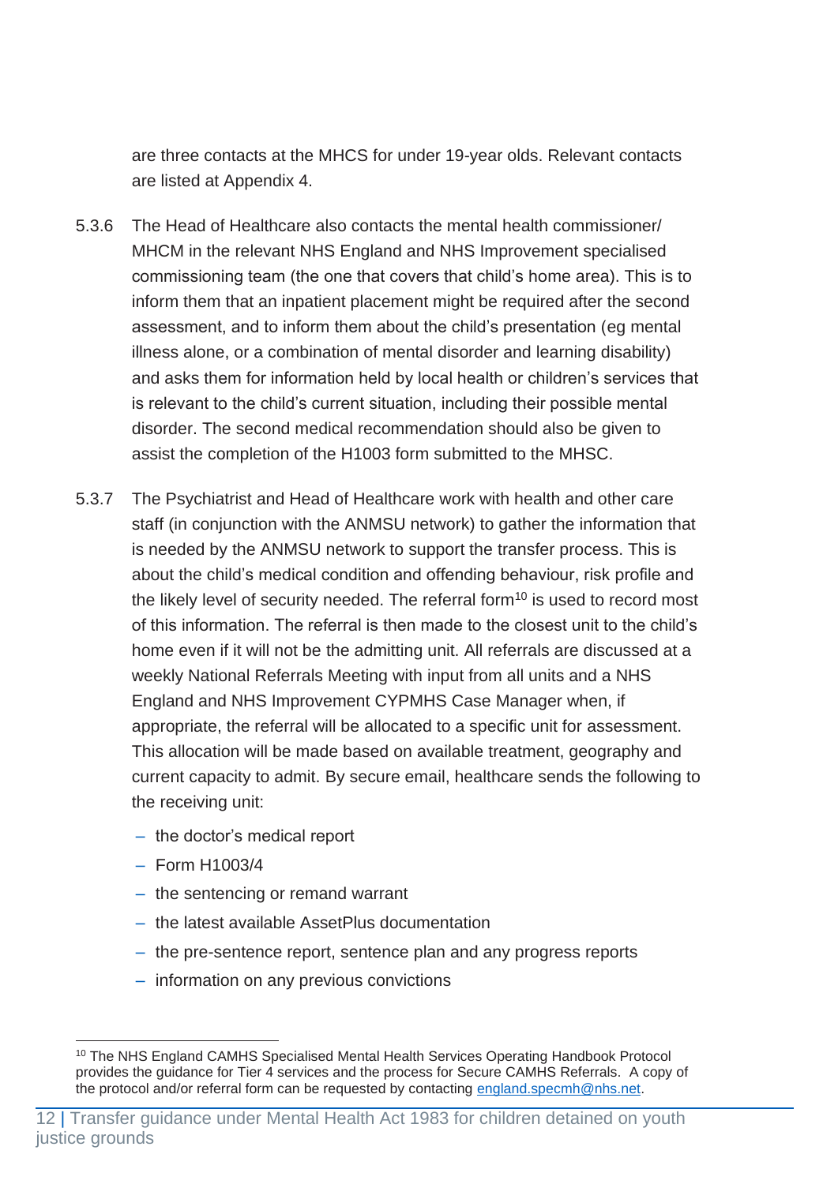are three contacts at the MHCS for under 19-year olds. Relevant contacts are listed at Appendix 4.

5.3.6 The Head of Healthcare also contacts the mental health commissioner/ MHCM in the relevant NHS England and NHS Improvement specialised commissioning team (the one that covers that child's home area). This is to inform them that an inpatient placement might be required after the second assessment, and to inform them about the child's presentation (eg mental illness alone, or a combination of mental disorder and learning disability) and asks them for information held by local health or children's services that is relevant to the child's current situation, including their possible mental disorder. The second medical recommendation should also be given to assist the completion of the H1003 form submitted to the MHSC.

5.3.7 The Psychiatrist and Head of Healthcare work with health and other care staff (in conjunction with the ANMSU network) to gather the information that is needed by the ANMSU network to support the transfer process. This is about the child's medical condition and offending behaviour, risk profile and the likely level of security needed. The referral form[10] is used to record most of this information. The referral is then made to the closest unit to the child's home even if it will not be the admitting unit. All referrals are discussed at a weekly National Referrals Meeting with input from all units and a NHS England and NHS Improvement CYPMHS Case Manager when, if appropriate, the referral will be allocated to a specific unit for assessment. This allocation will be made based on available treatment, geography and current capacity to admit. By secure email, healthcare sends the following to the receiving unit:

- the doctor's medical report
- Form H1003/4
- the sentencing or remand warrant
- the latest available AssetPlus documentation
- the pre-sentence report, sentence plan and any progress reports
- information on any previous convictions

[10] The NHS England CAMHS Specialised Mental Health Services Operating Handbook Protocol provides the guidance for Tier 4 services and the process for Secure CAMHS Referrals. A copy of the protocol and/or referral form can be requested by contacting england.specmh@nhs.net.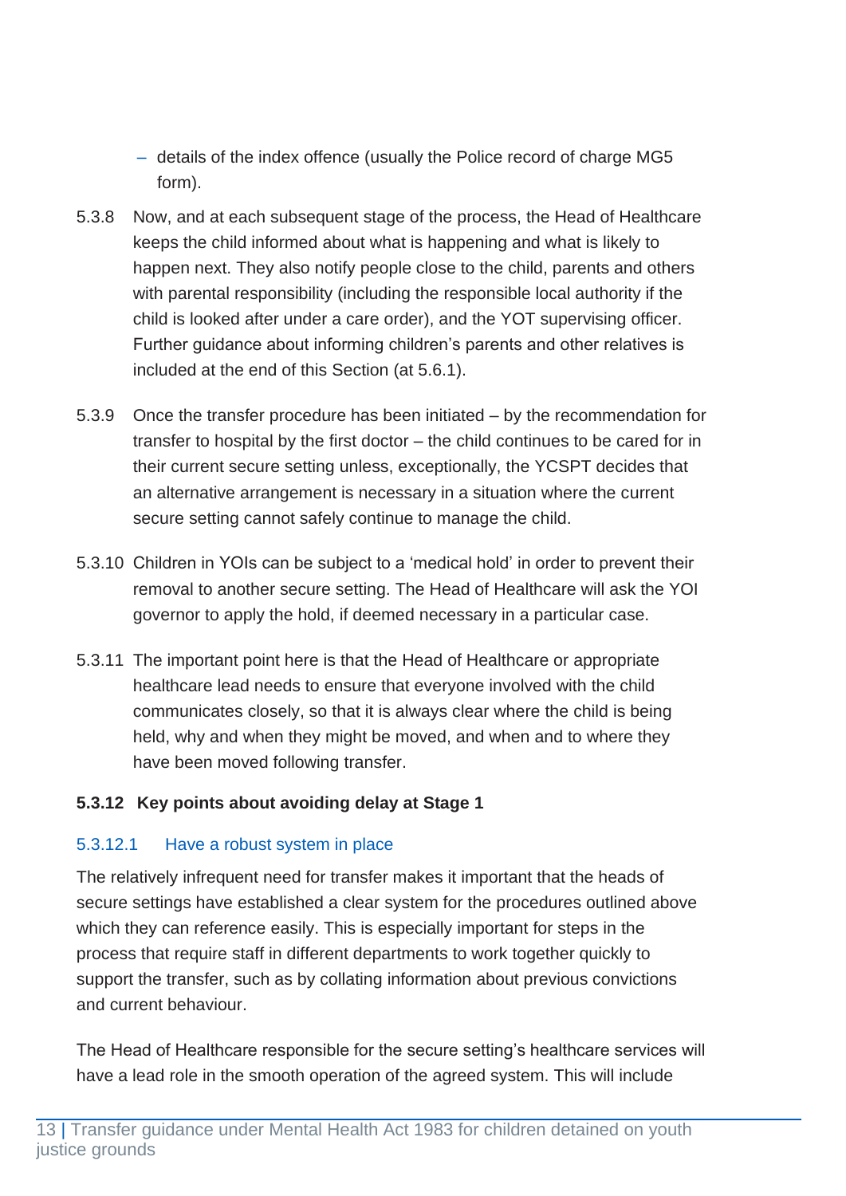- details of the index offence (usually the Police record of charge MG5 form).

5.3.8 Now, and at each subsequent stage of the process, the Head of Healthcare keeps the child informed about what is happening and what is likely to happen next. They also notify people close to the child, parents and others with parental responsibility (including the responsible local authority if the child is looked after under a care order), and the YOT supervising officer. Further guidance about informing children's parents and other relatives is included at the end of this Section (at 5.6.1).

5.3.9 Once the transfer procedure has been initiated – by the recommendation for transfer to hospital by the first doctor – the child continues to be cared for in their current secure setting unless, exceptionally, the YCSPT decides that an alternative arrangement is necessary in a situation where the current secure setting cannot safely continue to manage the child.

5.3.10 Children in YOIs can be subject to a 'medical hold' in order to prevent their removal to another secure setting. The Head of Healthcare will ask the YOI governor to apply the hold, if deemed necessary in a particular case.

5.3.11 The important point here is that the Head of Healthcare or appropriate healthcare lead needs to ensure that everyone involved with the child communicates closely, so that it is always clear where the child is being held, why and when they might be moved, and when and to where they have been moved following transfer.

### 5.3.12 Key points about avoiding delay at Stage 1

#### 5.3.12.1 Have a robust system in place

The relatively infrequent need for transfer makes it important that the heads of secure settings have established a clear system for the procedures outlined above which they can reference easily. This is especially important for steps in the process that require staff in different departments to work together quickly to support the transfer, such as by collating information about previous convictions and current behaviour.

The Head of Healthcare responsible for the secure setting's healthcare services will have a lead role in the smooth operation of the agreed system. This will include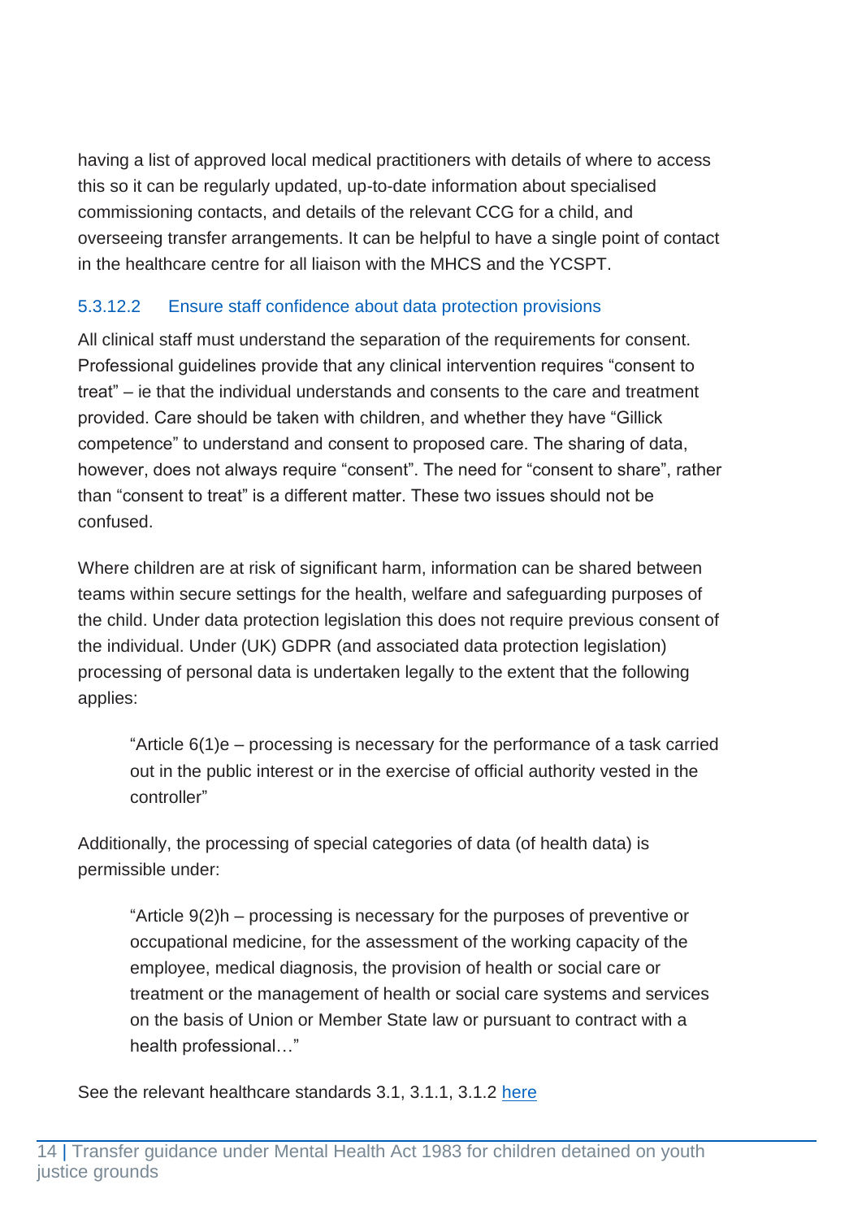having a list of approved local medical practitioners with details of where to access this so it can be regularly updated, up-to-date information about specialised commissioning contacts, and details of the relevant CCG for a child, and overseeing transfer arrangements. It can be helpful to have a single point of contact in the healthcare centre for all liaison with the MHCS and the YCSPT.

#### 5.3.12.2 Ensure staff confidence about data protection provisions

All clinical staff must understand the separation of the requirements for consent. Professional guidelines provide that any clinical intervention requires "consent to treat" – ie that the individual understands and consents to the care and treatment provided. Care should be taken with children, and whether they have "Gillick competence" to understand and consent to proposed care. The sharing of data, however, does not always require "consent". The need for "consent to share", rather than "consent to treat" is a different matter. These two issues should not be confused.

Where children are at risk of significant harm, information can be shared between teams within secure settings for the health, welfare and safeguarding purposes of the child. Under data protection legislation this does not require previous consent of the individual. Under (UK) GDPR (and associated data protection legislation) processing of personal data is undertaken legally to the extent that the following applies:

> "Article 6(1)e – processing is necessary for the performance of a task carried out in the public interest or in the exercise of official authority vested in the controller"

Additionally, the processing of special categories of data (of health data) is permissible under:

> "Article 9(2)h – processing is necessary for the purposes of preventive or occupational medicine, for the assessment of the working capacity of the employee, medical diagnosis, the provision of health or social care or treatment or the management of health or social care systems and services on the basis of Union or Member State law or pursuant to contract with a health professional…"

See the relevant healthcare standards 3.1, 3.1.1, 3.1.2 [here]()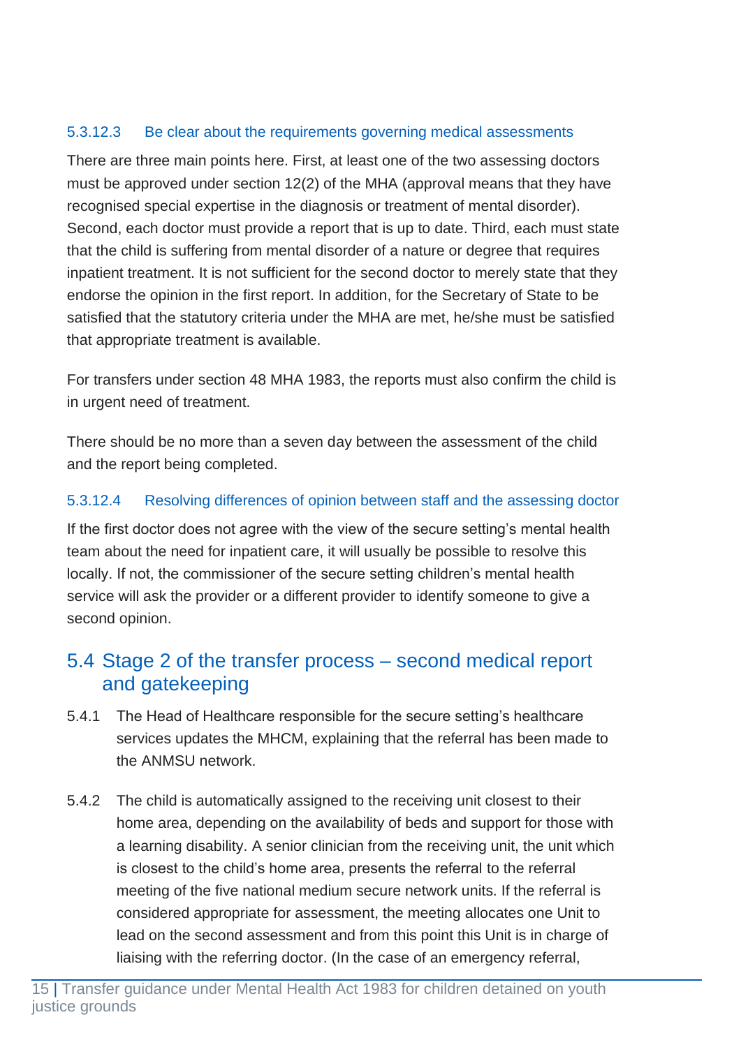#### 5.3.12.3 Be clear about the requirements governing medical assessments

There are three main points here. First, at least one of the two assessing doctors must be approved under section 12(2) of the MHA (approval means that they have recognised special expertise in the diagnosis or treatment of mental disorder). Second, each doctor must provide a report that is up to date. Third, each must state that the child is suffering from mental disorder of a nature or degree that requires inpatient treatment. It is not sufficient for the second doctor to merely state that they endorse the opinion in the first report. In addition, for the Secretary of State to be satisfied that the statutory criteria under the MHA are met, he/she must be satisfied that appropriate treatment is available.

For transfers under section 48 MHA 1983, the reports must also confirm the child is in urgent need of treatment.

There should be no more than a seven day between the assessment of the child and the report being completed.

#### 5.3.12.4 Resolving differences of opinion between staff and the assessing doctor

If the first doctor does not agree with the view of the secure setting's mental health team about the need for inpatient care, it will usually be possible to resolve this locally. If not, the commissioner of the secure setting children's mental health service will ask the provider or a different provider to identify someone to give a second opinion.

## 5.4 Stage 2 of the transfer process – second medical report and gatekeeping

5.4.1 The Head of Healthcare responsible for the secure setting's healthcare services updates the MHCM, explaining that the referral has been made to the ANMSU network.

5.4.2 The child is automatically assigned to the receiving unit closest to their home area, depending on the availability of beds and support for those with a learning disability. A senior clinician from the receiving unit, the unit which is closest to the child's home area, presents the referral to the referral meeting of the five national medium secure network units. If the referral is considered appropriate for assessment, the meeting allocates one Unit to lead on the second assessment and from this point this Unit is in charge of liaising with the referring doctor. (In the case of an emergency referral,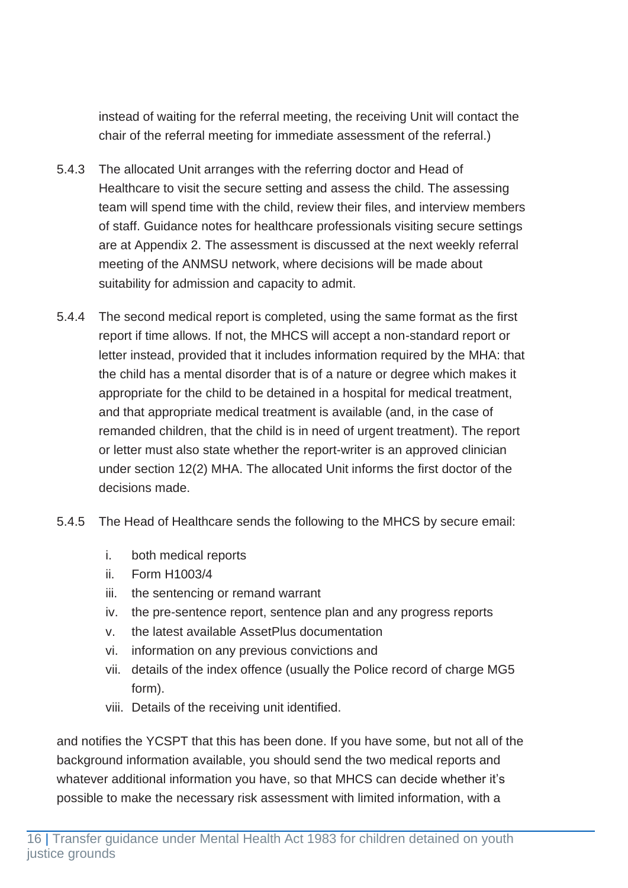instead of waiting for the referral meeting, the receiving Unit will contact the chair of the referral meeting for immediate assessment of the referral.)

5.4.3 The allocated Unit arranges with the referring doctor and Head of Healthcare to visit the secure setting and assess the child. The assessing team will spend time with the child, review their files, and interview members of staff. Guidance notes for healthcare professionals visiting secure settings are at Appendix 2. The assessment is discussed at the next weekly referral meeting of the ANMSU network, where decisions will be made about suitability for admission and capacity to admit.

5.4.4 The second medical report is completed, using the same format as the first report if time allows. If not, the MHCS will accept a non-standard report or letter instead, provided that it includes information required by the MHA: that the child has a mental disorder that is of a nature or degree which makes it appropriate for the child to be detained in a hospital for medical treatment, and that appropriate medical treatment is available (and, in the case of remanded children, that the child is in need of urgent treatment). The report or letter must also state whether the report-writer is an approved clinician under section 12(2) MHA. The allocated Unit informs the first doctor of the decisions made.

5.4.5 The Head of Healthcare sends the following to the MHCS by secure email:

i. both medical reports
ii. Form H1003/4
iii. the sentencing or remand warrant
iv. the pre-sentence report, sentence plan and any progress reports
v. the latest available AssetPlus documentation
vi. information on any previous convictions and
vii. details of the index offence (usually the Police record of charge MG5 form).
viii. Details of the receiving unit identified.

and notifies the YCSPT that this has been done. If you have some, but not all of the background information available, you should send the two medical reports and whatever additional information you have, so that MHCS can decide whether it's possible to make the necessary risk assessment with limited information, with a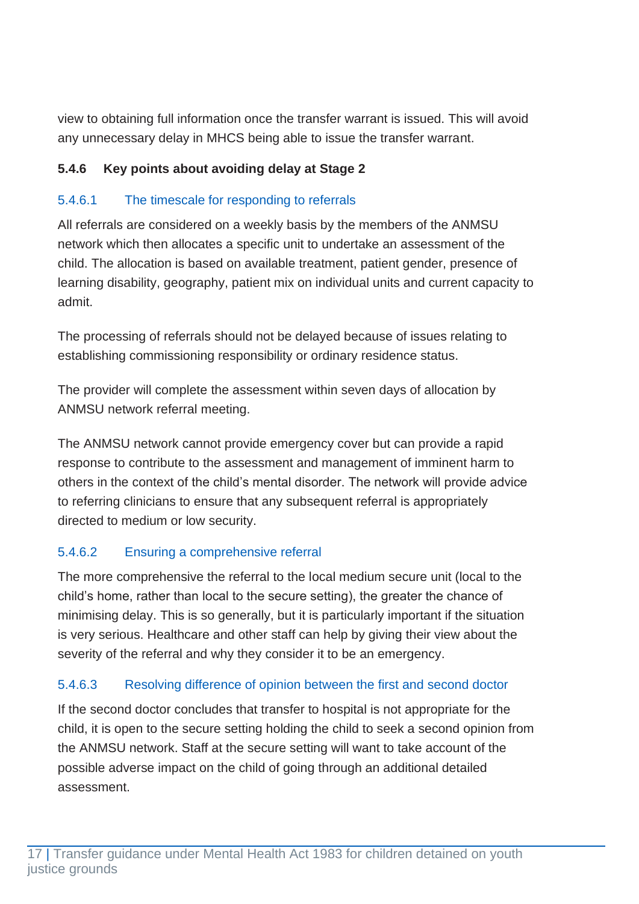view to obtaining full information once the transfer warrant is issued. This will avoid any unnecessary delay in MHCS being able to issue the transfer warrant.

### 5.4.6 Key points about avoiding delay at Stage 2

#### 5.4.6.1 The timescale for responding to referrals

All referrals are considered on a weekly basis by the members of the ANMSU network which then allocates a specific unit to undertake an assessment of the child. The allocation is based on available treatment, patient gender, presence of learning disability, geography, patient mix on individual units and current capacity to admit.

The processing of referrals should not be delayed because of issues relating to establishing commissioning responsibility or ordinary residence status.

The provider will complete the assessment within seven days of allocation by ANMSU network referral meeting.

The ANMSU network cannot provide emergency cover but can provide a rapid response to contribute to the assessment and management of imminent harm to others in the context of the child's mental disorder. The network will provide advice to referring clinicians to ensure that any subsequent referral is appropriately directed to medium or low security.

#### 5.4.6.2 Ensuring a comprehensive referral

The more comprehensive the referral to the local medium secure unit (local to the child's home, rather than local to the secure setting), the greater the chance of minimising delay. This is so generally, but it is particularly important if the situation is very serious. Healthcare and other staff can help by giving their view about the severity of the referral and why they consider it to be an emergency.

#### 5.4.6.3 Resolving difference of opinion between the first and second doctor

If the second doctor concludes that transfer to hospital is not appropriate for the child, it is open to the secure setting holding the child to seek a second opinion from the ANMSU network. Staff at the secure setting will want to take account of the possible adverse impact on the child of going through an additional detailed assessment.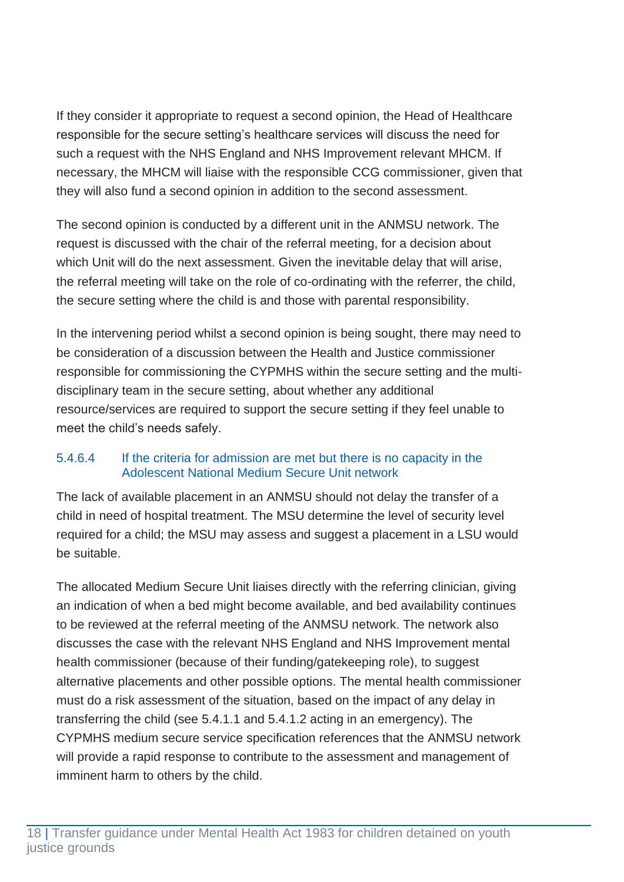If they consider it appropriate to request a second opinion, the Head of Healthcare responsible for the secure setting's healthcare services will discuss the need for such a request with the NHS England and NHS Improvement relevant MHCM. If necessary, the MHCM will liaise with the responsible CCG commissioner, given that they will also fund a second opinion in addition to the second assessment.

The second opinion is conducted by a different unit in the ANMSU network. The request is discussed with the chair of the referral meeting, for a decision about which Unit will do the next assessment. Given the inevitable delay that will arise, the referral meeting will take on the role of co-ordinating with the referrer, the child, the secure setting where the child is and those with parental responsibility.

In the intervening period whilst a second opinion is being sought, there may need to be consideration of a discussion between the Health and Justice commissioner responsible for commissioning the CYPMHS within the secure setting and the multi-disciplinary team in the secure setting, about whether any additional resource/services are required to support the secure setting if they feel unable to meet the child's needs safely.

#### 5.4.6.4 If the criteria for admission are met but there is no capacity in the Adolescent National Medium Secure Unit network

The lack of available placement in an ANMSU should not delay the transfer of a child in need of hospital treatment. The MSU determine the level of security level required for a child; the MSU may assess and suggest a placement in a LSU would be suitable.

The allocated Medium Secure Unit liaises directly with the referring clinician, giving an indication of when a bed might become available, and bed availability continues to be reviewed at the referral meeting of the ANMSU network. The network also discusses the case with the relevant NHS England and NHS Improvement mental health commissioner (because of their funding/gatekeeping role), to suggest alternative placements and other possible options. The mental health commissioner must do a risk assessment of the situation, based on the impact of any delay in transferring the child (see 5.4.1.1 and 5.4.1.2 acting in an emergency). The CYPMHS medium secure service specification references that the ANMSU network will provide a rapid response to contribute to the assessment and management of imminent harm to others by the child.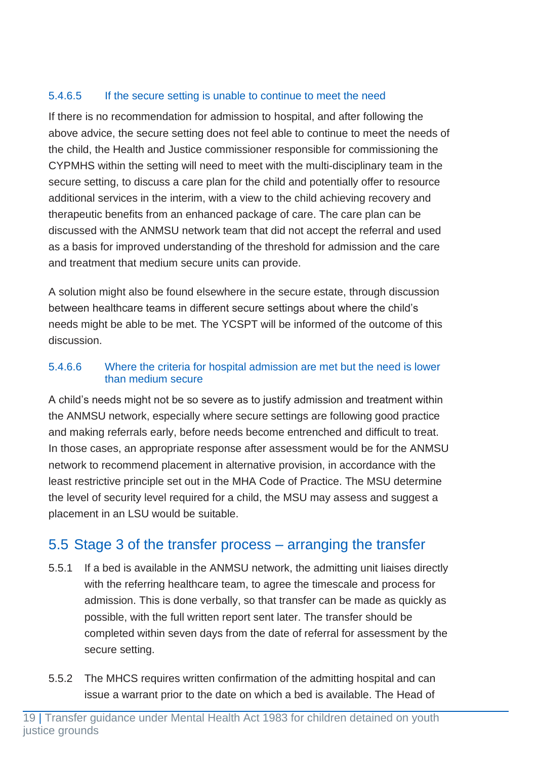#### 5.4.6.5 If the secure setting is unable to continue to meet the need

If there is no recommendation for admission to hospital, and after following the above advice, the secure setting does not feel able to continue to meet the needs of the child, the Health and Justice commissioner responsible for commissioning the CYPMHS within the setting will need to meet with the multi-disciplinary team in the secure setting, to discuss a care plan for the child and potentially offer to resource additional services in the interim, with a view to the child achieving recovery and therapeutic benefits from an enhanced package of care. The care plan can be discussed with the ANMSU network team that did not accept the referral and used as a basis for improved understanding of the threshold for admission and the care and treatment that medium secure units can provide.

A solution might also be found elsewhere in the secure estate, through discussion between healthcare teams in different secure settings about where the child's needs might be able to be met. The YCSPT will be informed of the outcome of this discussion.

#### 5.4.6.6 Where the criteria for hospital admission are met but the need is lower than medium secure

A child's needs might not be so severe as to justify admission and treatment within the ANMSU network, especially where secure settings are following good practice and making referrals early, before needs become entrenched and difficult to treat. In those cases, an appropriate response after assessment would be for the ANMSU network to recommend placement in alternative provision, in accordance with the least restrictive principle set out in the MHA Code of Practice. The MSU determine the level of security level required for a child, the MSU may assess and suggest a placement in an LSU would be suitable.

## 5.5 Stage 3 of the transfer process – arranging the transfer

5.5.1 If a bed is available in the ANMSU network, the admitting unit liaises directly with the referring healthcare team, to agree the timescale and process for admission. This is done verbally, so that transfer can be made as quickly as possible, with the full written report sent later. The transfer should be completed within seven days from the date of referral for assessment by the secure setting.

5.5.2 The MHCS requires written confirmation of the admitting hospital and can issue a warrant prior to the date on which a bed is available. The Head of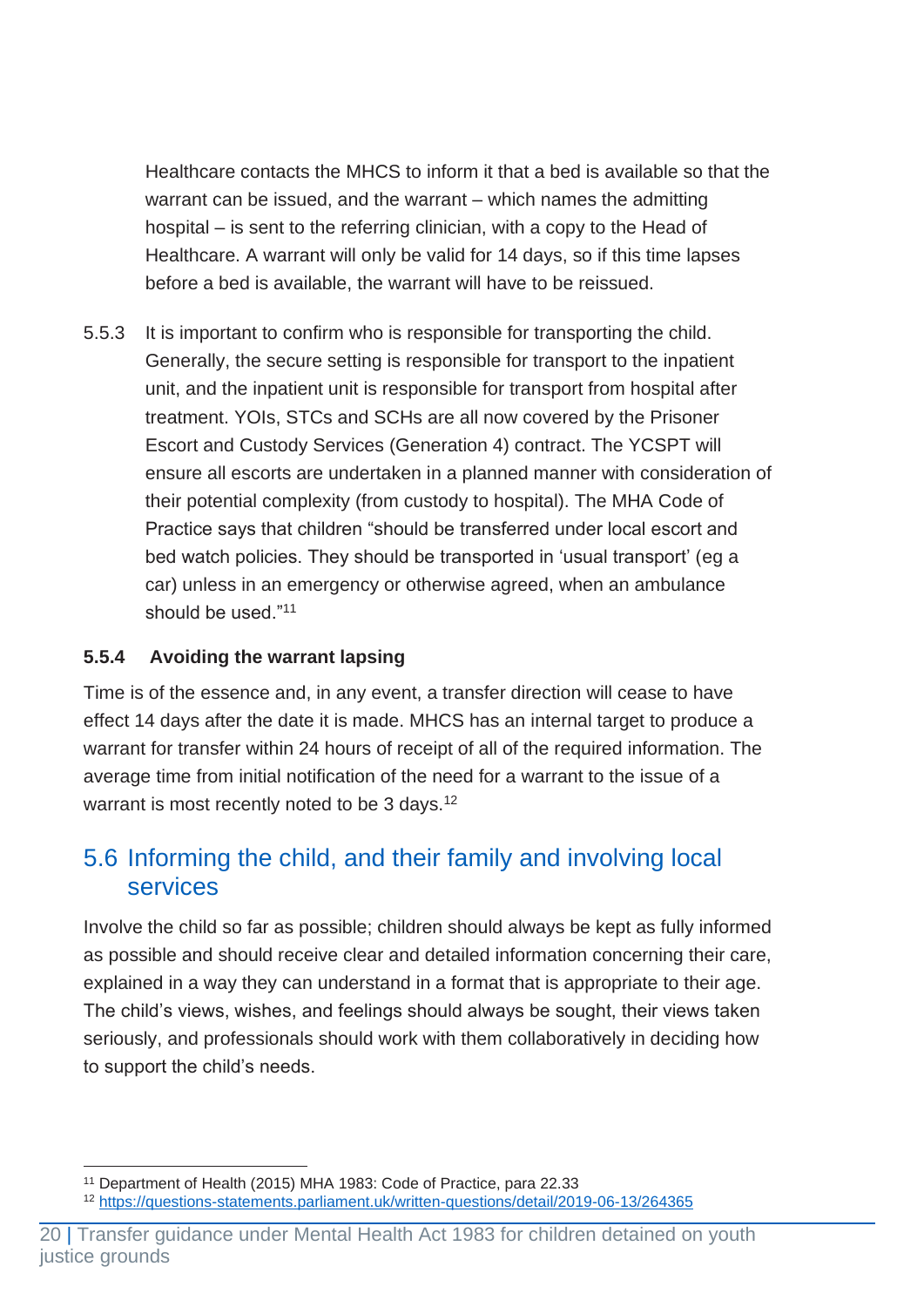Healthcare contacts the MHCS to inform it that a bed is available so that the warrant can be issued, and the warrant – which names the admitting hospital – is sent to the referring clinician, with a copy to the Head of Healthcare. A warrant will only be valid for 14 days, so if this time lapses before a bed is available, the warrant will have to be reissued.

5.5.3 It is important to confirm who is responsible for transporting the child. Generally, the secure setting is responsible for transport to the inpatient unit, and the inpatient unit is responsible for transport from hospital after treatment. YOIs, STCs and SCHs are all now covered by the Prisoner Escort and Custody Services (Generation 4) contract. The YCSPT will ensure all escorts are undertaken in a planned manner with consideration of their potential complexity (from custody to hospital). The MHA Code of Practice says that children "should be transferred under local escort and bed watch policies. They should be transported in 'usual transport' (eg a car) unless in an emergency or otherwise agreed, when an ambulance should be used."[11]

### 5.5.4 Avoiding the warrant lapsing

Time is of the essence and, in any event, a transfer direction will cease to have effect 14 days after the date it is made. MHCS has an internal target to produce a warrant for transfer within 24 hours of receipt of all of the required information. The average time from initial notification of the need for a warrant to the issue of a warrant is most recently noted to be 3 days.[12]

## 5.6 Informing the child, and their family and involving local services

Involve the child so far as possible; children should always be kept as fully informed as possible and should receive clear and detailed information concerning their care, explained in a way they can understand in a format that is appropriate to their age. The child's views, wishes, and feelings should always be sought, their views taken seriously, and professionals should work with them collaboratively in deciding how to support the child's needs.

---

[11] Department of Health (2015) MHA 1983: Code of Practice, para 22.33

[12] https://questions-statements.parliament.uk/written-questions/detail/2019-06-13/264365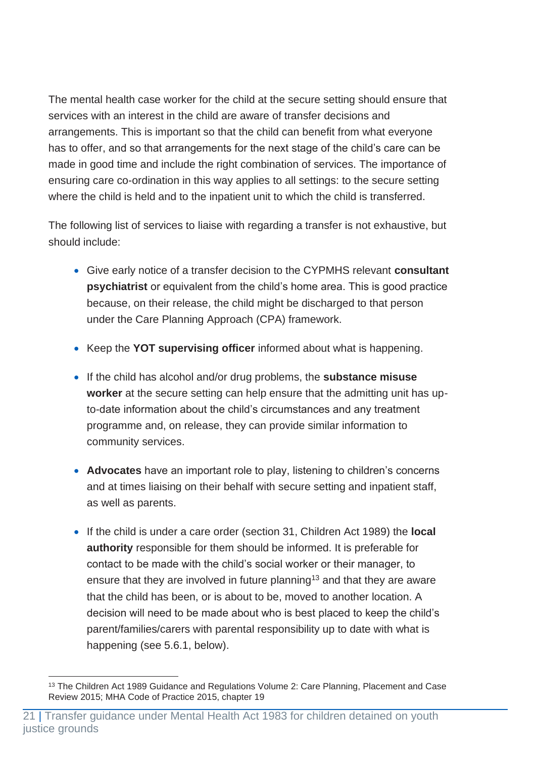The mental health case worker for the child at the secure setting should ensure that services with an interest in the child are aware of transfer decisions and arrangements. This is important so that the child can benefit from what everyone has to offer, and so that arrangements for the next stage of the child's care can be made in good time and include the right combination of services. The importance of ensuring care co-ordination in this way applies to all settings: to the secure setting where the child is held and to the inpatient unit to which the child is transferred.

The following list of services to liaise with regarding a transfer is not exhaustive, but should include:

- Give early notice of a transfer decision to the CYPMHS relevant **consultant psychiatrist** or equivalent from the child's home area. This is good practice because, on their release, the child might be discharged to that person under the Care Planning Approach (CPA) framework.
- Keep the **YOT supervising officer** informed about what is happening.
- If the child has alcohol and/or drug problems, the **substance misuse worker** at the secure setting can help ensure that the admitting unit has up-to-date information about the child's circumstances and any treatment programme and, on release, they can provide similar information to community services.
- **Advocates** have an important role to play, listening to children's concerns and at times liaising on their behalf with secure setting and inpatient staff, as well as parents.
- If the child is under a care order (section 31, Children Act 1989) the **local authority** responsible for them should be informed. It is preferable for contact to be made with the child's social worker or their manager, to ensure that they are involved in future planning[13] and that they are aware that the child has been, or is about to be, moved to another location. A decision will need to be made about who is best placed to keep the child's parent/families/carers with parental responsibility up to date with what is happening (see 5.6.1, below).

[13] The Children Act 1989 Guidance and Regulations Volume 2: Care Planning, Placement and Case Review 2015; MHA Code of Practice 2015, chapter 19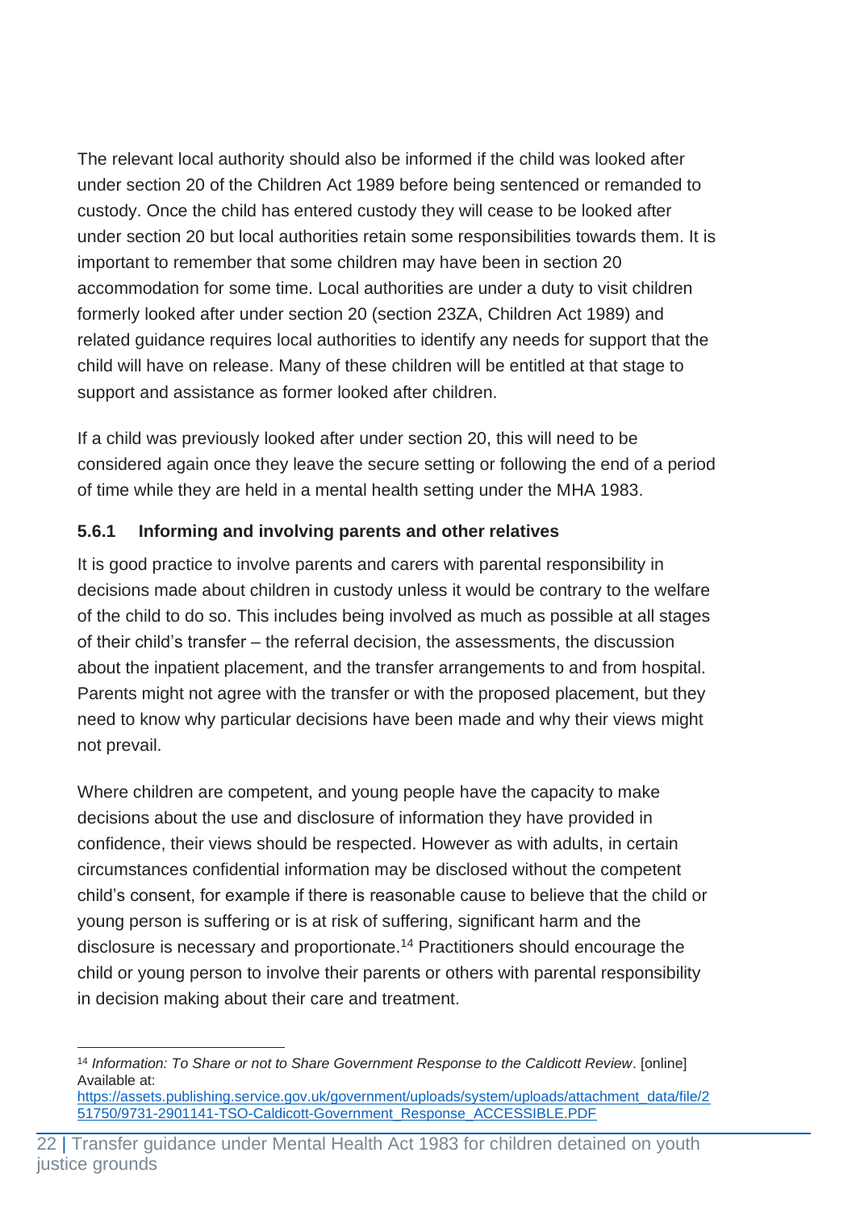The relevant local authority should also be informed if the child was looked after under section 20 of the Children Act 1989 before being sentenced or remanded to custody. Once the child has entered custody they will cease to be looked after under section 20 but local authorities retain some responsibilities towards them. It is important to remember that some children may have been in section 20 accommodation for some time. Local authorities are under a duty to visit children formerly looked after under section 20 (section 23ZA, Children Act 1989) and related guidance requires local authorities to identify any needs for support that the child will have on release. Many of these children will be entitled at that stage to support and assistance as former looked after children.

If a child was previously looked after under section 20, this will need to be considered again once they leave the secure setting or following the end of a period of time while they are held in a mental health setting under the MHA 1983.

### 5.6.1 Informing and involving parents and other relatives

It is good practice to involve parents and carers with parental responsibility in decisions made about children in custody unless it would be contrary to the welfare of the child to do so. This includes being involved as much as possible at all stages of their child's transfer – the referral decision, the assessments, the discussion about the inpatient placement, and the transfer arrangements to and from hospital. Parents might not agree with the transfer or with the proposed placement, but they need to know why particular decisions have been made and why their views might not prevail.

Where children are competent, and young people have the capacity to make decisions about the use and disclosure of information they have provided in confidence, their views should be respected. However as with adults, in certain circumstances confidential information may be disclosed without the competent child's consent, for example if there is reasonable cause to believe that the child or young person is suffering or is at risk of suffering, significant harm and the disclosure is necessary and proportionate.[14] Practitioners should encourage the child or young person to involve their parents or others with parental responsibility in decision making about their care and treatment.

---

[14] *Information: To Share or not to Share Government Response to the Caldicott Review*. [online] Available at: https://assets.publishing.service.gov.uk/government/uploads/system/uploads/attachment_data/file/251750/9731-2901141-TSO-Caldicott-Government_Response_ACCESSIBLE.PDF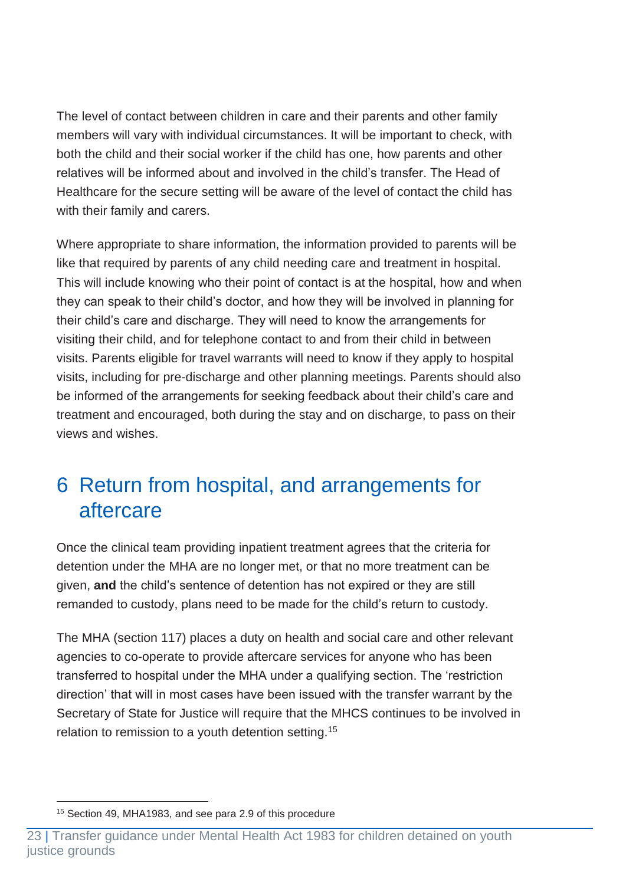The level of contact between children in care and their parents and other family members will vary with individual circumstances. It will be important to check, with both the child and their social worker if the child has one, how parents and other relatives will be informed about and involved in the child's transfer. The Head of Healthcare for the secure setting will be aware of the level of contact the child has with their family and carers.

Where appropriate to share information, the information provided to parents will be like that required by parents of any child needing care and treatment in hospital. This will include knowing who their point of contact is at the hospital, how and when they can speak to their child's doctor, and how they will be involved in planning for their child's care and discharge. They will need to know the arrangements for visiting their child, and for telephone contact to and from their child in between visits. Parents eligible for travel warrants will need to know if they apply to hospital visits, including for pre-discharge and other planning meetings. Parents should also be informed of the arrangements for seeking feedback about their child's care and treatment and encouraged, both during the stay and on discharge, to pass on their views and wishes.

# 6 Return from hospital, and arrangements for aftercare

Once the clinical team providing inpatient treatment agrees that the criteria for detention under the MHA are no longer met, or that no more treatment can be given, **and** the child's sentence of detention has not expired or they are still remanded to custody, plans need to be made for the child's return to custody.

The MHA (section 117) places a duty on health and social care and other relevant agencies to co-operate to provide aftercare services for anyone who has been transferred to hospital under the MHA under a qualifying section. The 'restriction direction' that will in most cases have been issued with the transfer warrant by the Secretary of State for Justice will require that the MHCS continues to be involved in relation to remission to a youth detention setting.[15]

[15] Section 49, MHA1983, and see para 2.9 of this procedure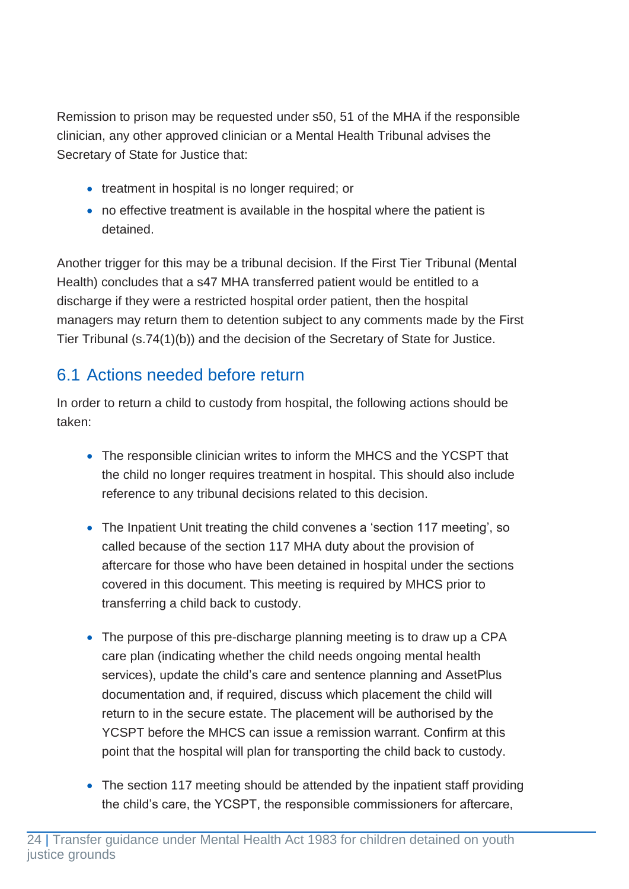Remission to prison may be requested under s50, 51 of the MHA if the responsible clinician, any other approved clinician or a Mental Health Tribunal advises the Secretary of State for Justice that:

- treatment in hospital is no longer required; or
- no effective treatment is available in the hospital where the patient is detained.

Another trigger for this may be a tribunal decision. If the First Tier Tribunal (Mental Health) concludes that a s47 MHA transferred patient would be entitled to a discharge if they were a restricted hospital order patient, then the hospital managers may return them to detention subject to any comments made by the First Tier Tribunal (s.74(1)(b)) and the decision of the Secretary of State for Justice.

## 6.1 Actions needed before return

In order to return a child to custody from hospital, the following actions should be taken:

- The responsible clinician writes to inform the MHCS and the YCSPT that the child no longer requires treatment in hospital. This should also include reference to any tribunal decisions related to this decision.

- The Inpatient Unit treating the child convenes a 'section 117 meeting', so called because of the section 117 MHA duty about the provision of aftercare for those who have been detained in hospital under the sections covered in this document. This meeting is required by MHCS prior to transferring a child back to custody.

- The purpose of this pre-discharge planning meeting is to draw up a CPA care plan (indicating whether the child needs ongoing mental health services), update the child's care and sentence planning and AssetPlus documentation and, if required, discuss which placement the child will return to in the secure estate. The placement will be authorised by the YCSPT before the MHCS can issue a remission warrant. Confirm at this point that the hospital will plan for transporting the child back to custody.

- The section 117 meeting should be attended by the inpatient staff providing the child's care, the YCSPT, the responsible commissioners for aftercare,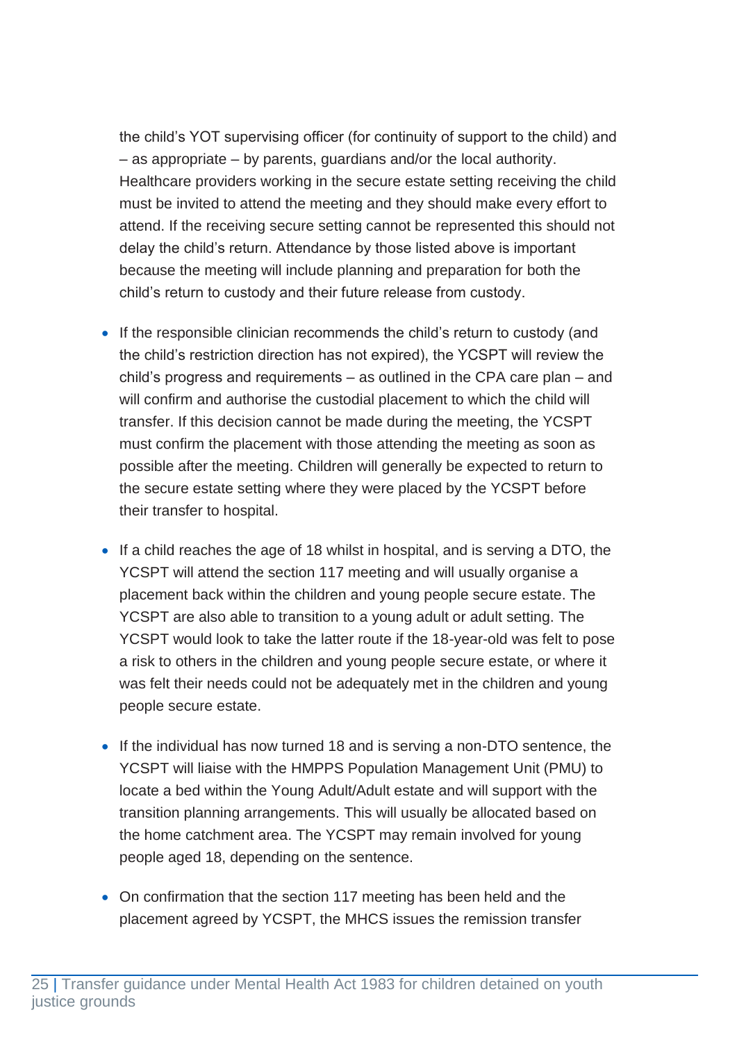the child's YOT supervising officer (for continuity of support to the child) and – as appropriate – by parents, guardians and/or the local authority. Healthcare providers working in the secure estate setting receiving the child must be invited to attend the meeting and they should make every effort to attend. If the receiving secure setting cannot be represented this should not delay the child's return. Attendance by those listed above is important because the meeting will include planning and preparation for both the child's return to custody and their future release from custody.

- If the responsible clinician recommends the child's return to custody (and the child's restriction direction has not expired), the YCSPT will review the child's progress and requirements – as outlined in the CPA care plan – and will confirm and authorise the custodial placement to which the child will transfer. If this decision cannot be made during the meeting, the YCSPT must confirm the placement with those attending the meeting as soon as possible after the meeting. Children will generally be expected to return to the secure estate setting where they were placed by the YCSPT before their transfer to hospital.

- If a child reaches the age of 18 whilst in hospital, and is serving a DTO, the YCSPT will attend the section 117 meeting and will usually organise a placement back within the children and young people secure estate. The YCSPT are also able to transition to a young adult or adult setting. The YCSPT would look to take the latter route if the 18-year-old was felt to pose a risk to others in the children and young people secure estate, or where it was felt their needs could not be adequately met in the children and young people secure estate.

- If the individual has now turned 18 and is serving a non-DTO sentence, the YCSPT will liaise with the HMPPS Population Management Unit (PMU) to locate a bed within the Young Adult/Adult estate and will support with the transition planning arrangements. This will usually be allocated based on the home catchment area. The YCSPT may remain involved for young people aged 18, depending on the sentence.

- On confirmation that the section 117 meeting has been held and the placement agreed by YCSPT, the MHCS issues the remission transfer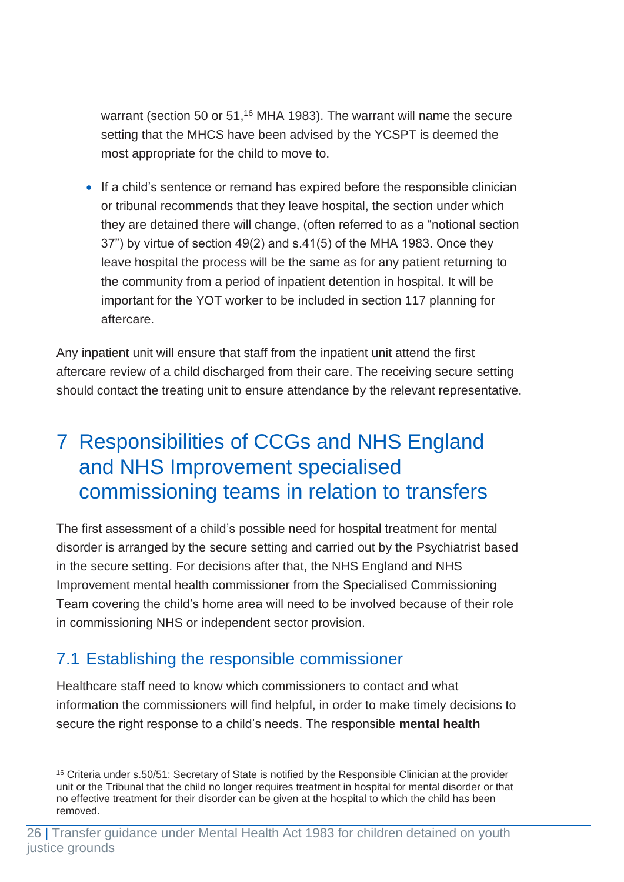warrant (section 50 or 51,[16] MHA 1983). The warrant will name the secure setting that the MHCS have been advised by the YCSPT is deemed the most appropriate for the child to move to.

- If a child's sentence or remand has expired before the responsible clinician or tribunal recommends that they leave hospital, the section under which they are detained there will change, (often referred to as a "notional section 37") by virtue of section 49(2) and s.41(5) of the MHA 1983. Once they leave hospital the process will be the same as for any patient returning to the community from a period of inpatient detention in hospital. It will be important for the YOT worker to be included in section 117 planning for aftercare.

Any inpatient unit will ensure that staff from the inpatient unit attend the first aftercare review of a child discharged from their care. The receiving secure setting should contact the treating unit to ensure attendance by the relevant representative.

# 7 Responsibilities of CCGs and NHS England and NHS Improvement specialised commissioning teams in relation to transfers

The first assessment of a child's possible need for hospital treatment for mental disorder is arranged by the secure setting and carried out by the Psychiatrist based in the secure setting. For decisions after that, the NHS England and NHS Improvement mental health commissioner from the Specialised Commissioning Team covering the child's home area will need to be involved because of their role in commissioning NHS or independent sector provision.

## 7.1 Establishing the responsible commissioner

Healthcare staff need to know which commissioners to contact and what information the commissioners will find helpful, in order to make timely decisions to secure the right response to a child's needs. The responsible **mental health**

[16] Criteria under s.50/51: Secretary of State is notified by the Responsible Clinician at the provider unit or the Tribunal that the child no longer requires treatment in hospital for mental disorder or that no effective treatment for their disorder can be given at the hospital to which the child has been removed.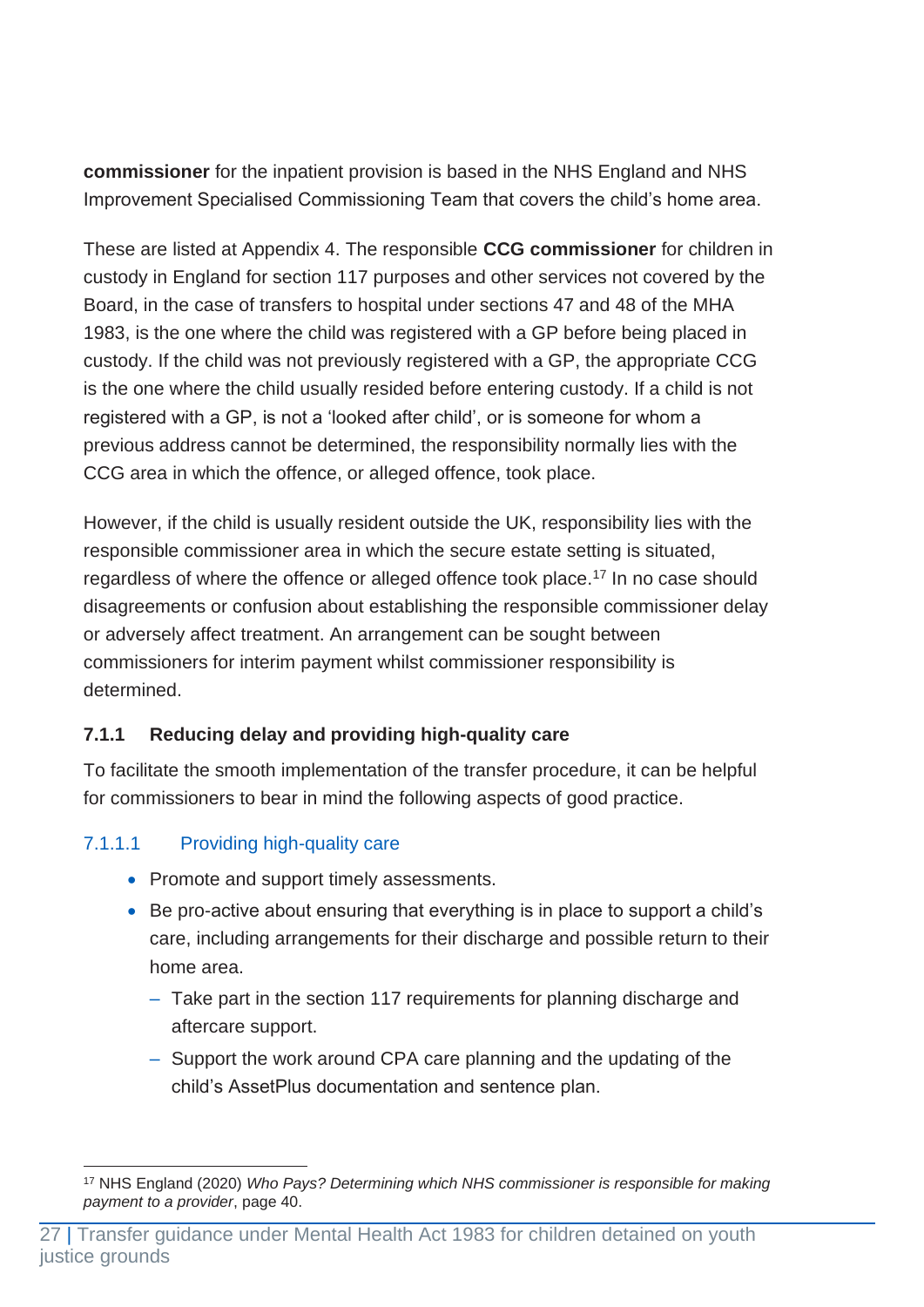**commissioner** for the inpatient provision is based in the NHS England and NHS Improvement Specialised Commissioning Team that covers the child's home area.

These are listed at Appendix 4. The responsible **CCG commissioner** for children in custody in England for section 117 purposes and other services not covered by the Board, in the case of transfers to hospital under sections 47 and 48 of the MHA 1983, is the one where the child was registered with a GP before being placed in custody. If the child was not previously registered with a GP, the appropriate CCG is the one where the child usually resided before entering custody. If a child is not registered with a GP, is not a 'looked after child', or is someone for whom a previous address cannot be determined, the responsibility normally lies with the CCG area in which the offence, or alleged offence, took place.

However, if the child is usually resident outside the UK, responsibility lies with the responsible commissioner area in which the secure estate setting is situated, regardless of where the offence or alleged offence took place.[17] In no case should disagreements or confusion about establishing the responsible commissioner delay or adversely affect treatment. An arrangement can be sought between commissioners for interim payment whilst commissioner responsibility is determined.

### 7.1.1 Reducing delay and providing high-quality care

To facilitate the smooth implementation of the transfer procedure, it can be helpful for commissioners to bear in mind the following aspects of good practice.

#### 7.1.1.1 Providing high-quality care

- Promote and support timely assessments.
- Be pro-active about ensuring that everything is in place to support a child's care, including arrangements for their discharge and possible return to their home area.
  - Take part in the section 117 requirements for planning discharge and aftercare support.
  - Support the work around CPA care planning and the updating of the child's AssetPlus documentation and sentence plan.

[17] NHS England (2020) *Who Pays? Determining which NHS commissioner is responsible for making payment to a provider*, page 40.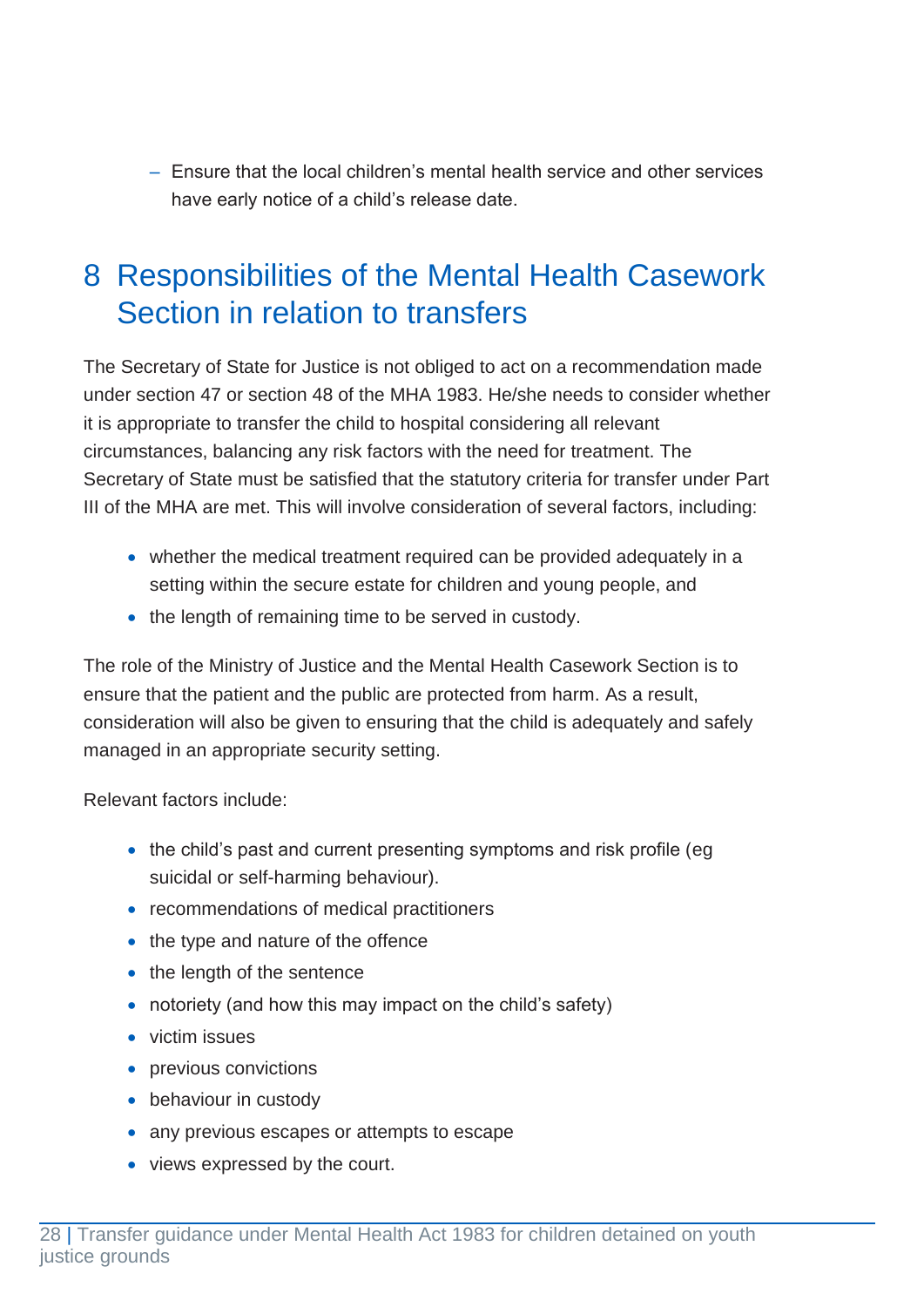- Ensure that the local children's mental health service and other services have early notice of a child's release date.

## 8 Responsibilities of the Mental Health Casework Section in relation to transfers

The Secretary of State for Justice is not obliged to act on a recommendation made under section 47 or section 48 of the MHA 1983. He/she needs to consider whether it is appropriate to transfer the child to hospital considering all relevant circumstances, balancing any risk factors with the need for treatment. The Secretary of State must be satisfied that the statutory criteria for transfer under Part III of the MHA are met. This will involve consideration of several factors, including:

- whether the medical treatment required can be provided adequately in a setting within the secure estate for children and young people, and
- the length of remaining time to be served in custody.

The role of the Ministry of Justice and the Mental Health Casework Section is to ensure that the patient and the public are protected from harm. As a result, consideration will also be given to ensuring that the child is adequately and safely managed in an appropriate security setting.

Relevant factors include:

- the child's past and current presenting symptoms and risk profile (eg suicidal or self-harming behaviour).
- recommendations of medical practitioners
- the type and nature of the offence
- the length of the sentence
- notoriety (and how this may impact on the child's safety)
- victim issues
- previous convictions
- behaviour in custody
- any previous escapes or attempts to escape
- views expressed by the court.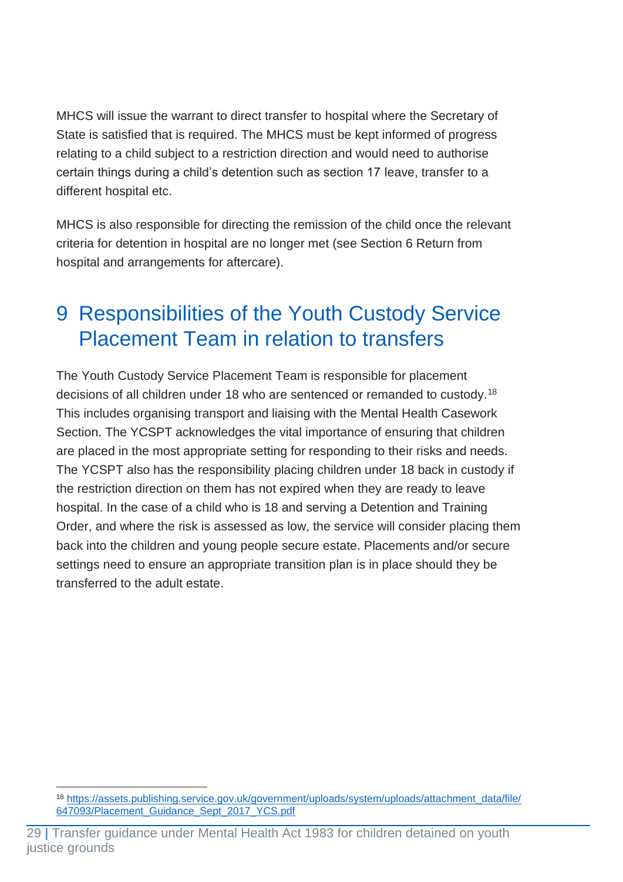MHCS will issue the warrant to direct transfer to hospital where the Secretary of State is satisfied that is required. The MHCS must be kept informed of progress relating to a child subject to a restriction direction and would need to authorise certain things during a child's detention such as section 17 leave, transfer to a different hospital etc.

MHCS is also responsible for directing the remission of the child once the relevant criteria for detention in hospital are no longer met (see Section 6 Return from hospital and arrangements for aftercare).

# 9 Responsibilities of the Youth Custody Service Placement Team in relation to transfers

The Youth Custody Service Placement Team is responsible for placement decisions of all children under 18 who are sentenced or remanded to custody.[18] This includes organising transport and liaising with the Mental Health Casework Section. The YCSPT acknowledges the vital importance of ensuring that children are placed in the most appropriate setting for responding to their risks and needs. The YCSPT also has the responsibility placing children under 18 back in custody if the restriction direction on them has not expired when they are ready to leave hospital. In the case of a child who is 18 and serving a Detention and Training Order, and where the risk is assessed as low, the service will consider placing them back into the children and young people secure estate. Placements and/or secure settings need to ensure an appropriate transition plan is in place should they be transferred to the adult estate.

[18] https://assets.publishing.service.gov.uk/government/uploads/system/uploads/attachment_data/file/647093/Placement_Guidance_Sept_2017_YCS.pdf